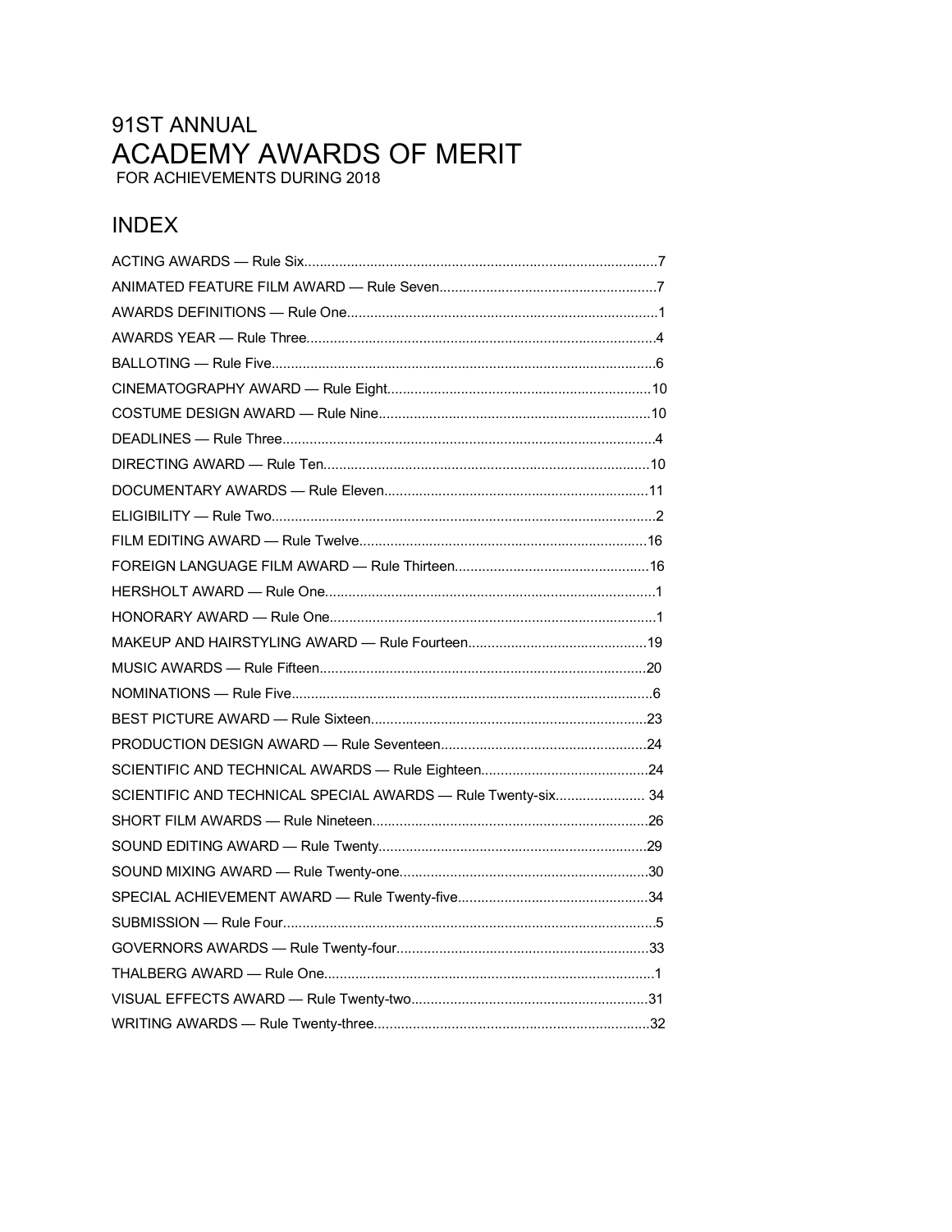# 91ST ANNUAL
# ACADEMY AWARDS OF MERIT
FOR ACHIEVEMENTS DURING 2018

## INDEX

ACTING AWARDS — Rule Six.......................................................................................7
ANIMATED FEATURE FILM AWARD — Rule Seven......................................................7
AWARDS DEFINITIONS — Rule One..............................................................................1
AWARDS YEAR — Rule Three........................................................................................4
BALLOTING — Rule Five.................................................................................................6
CINEMATOGRAPHY AWARD — Rule Eight..................................................................10
COSTUME DESIGN AWARD — Rule Nine....................................................................10
DEADLINES — Rule Three..............................................................................................4
DIRECTING AWARD — Rule Ten...................................................................................10
DOCUMENTARY AWARDS — Rule Eleven...................................................................11
ELIGIBILITY — Rule Two.................................................................................................2
FILM EDITING AWARD — Rule Twelve.........................................................................16
FOREIGN LANGUAGE FILM AWARD — Rule Thirteen.................................................16
HERSHOLT AWARD — Rule One....................................................................................1
HONORARY AWARD — Rule One...................................................................................1
MAKEUP AND HAIRSTYLING AWARD — Rule Fourteen.............................................19
MUSIC AWARDS — Rule Fifteen...................................................................................20
NOMINATIONS — Rule Five............................................................................................6
BEST PICTURE AWARD — Rule Sixteen......................................................................23
PRODUCTION DESIGN AWARD — Rule Seventeen....................................................24
SCIENTIFIC AND TECHNICAL AWARDS — Rule Eighteen..........................................24
SCIENTIFIC AND TECHNICAL SPECIAL AWARDS — Rule Twenty-six....................... 34
SHORT FILM AWARDS — Rule Nineteen......................................................................26
SOUND EDITING AWARD — Rule Twenty....................................................................29
SOUND MIXING AWARD — Rule Twenty-one...............................................................30
SPECIAL ACHIEVEMENT AWARD — Rule Twenty-five................................................34
SUBMISSION — Rule Four...............................................................................................5
GOVERNORS AWARDS — Rule Twenty-four................................................................33
THALBERG AWARD — Rule One....................................................................................1
VISUAL EFFECTS AWARD — Rule Twenty-two............................................................31
WRITING AWARDS — Rule Twenty-three......................................................................32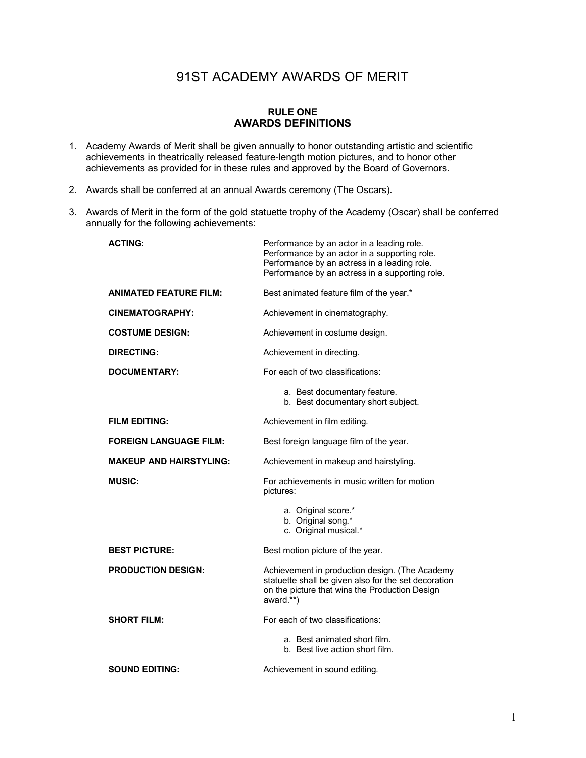# 91ST ACADEMY AWARDS OF MERIT

## RULE ONE
## AWARDS DEFINITIONS

1. Academy Awards of Merit shall be given annually to honor outstanding artistic and scientific achievements in theatrically released feature-length motion pictures, and to honor other achievements as provided for in these rules and approved by the Board of Governors.

2. Awards shall be conferred at an annual Awards ceremony (The Oscars).

3. Awards of Merit in the form of the gold statuette trophy of the Academy (Oscar) shall be conferred annually for the following achievements:

| | |
|---|---|
| **ACTING:** | Performance by an actor in a leading role.<br>Performance by an actor in a supporting role.<br>Performance by an actress in a leading role.<br>Performance by an actress in a supporting role. |
| **ANIMATED FEATURE FILM:** | Best animated feature film of the year.* |
| **CINEMATOGRAPHY:** | Achievement in cinematography. |
| **COSTUME DESIGN:** | Achievement in costume design. |
| **DIRECTING:** | Achievement in directing. |
| **DOCUMENTARY:** | For each of two classifications:<br>a. Best documentary feature.<br>b. Best documentary short subject. |
| **FILM EDITING:** | Achievement in film editing. |
| **FOREIGN LANGUAGE FILM:** | Best foreign language film of the year. |
| **MAKEUP AND HAIRSTYLING:** | Achievement in makeup and hairstyling. |
| **MUSIC:** | For achievements in music written for motion pictures:<br>a. Original score.*<br>b. Original song.*<br>c. Original musical.* |
| **BEST PICTURE:** | Best motion picture of the year. |
| **PRODUCTION DESIGN:** | Achievement in production design. (The Academy statuette shall be given also for the set decoration on the picture that wins the Production Design award.**) |
| **SHORT FILM:** | For each of two classifications:<br>a. Best animated short film.<br>b. Best live action short film. |
| **SOUND EDITING:** | Achievement in sound editing. |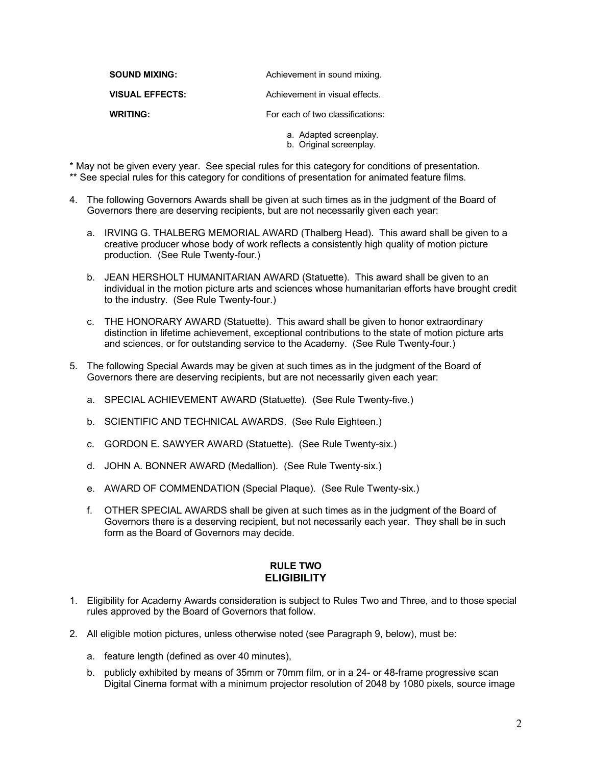| | |
|---|---|
| **SOUND MIXING:** | Achievement in sound mixing. |
| **VISUAL EFFECTS:** | Achievement in visual effects. |
| **WRITING:** | For each of two classifications:<br>a. Adapted screenplay.<br>b. Original screenplay. |

* May not be given every year. See special rules for this category for conditions of presentation.
** See special rules for this category for conditions of presentation for animated feature films.

4. The following Governors Awards shall be given at such times as in the judgment of the Board of Governors there are deserving recipients, but are not necessarily given each year:

   a. IRVING G. THALBERG MEMORIAL AWARD (Thalberg Head). This award shall be given to a creative producer whose body of work reflects a consistently high quality of motion picture production. (See Rule Twenty-four.)

   b. JEAN HERSHOLT HUMANITARIAN AWARD (Statuette). This award shall be given to an individual in the motion picture arts and sciences whose humanitarian efforts have brought credit to the industry. (See Rule Twenty-four.)

   c. THE HONORARY AWARD (Statuette). This award shall be given to honor extraordinary distinction in lifetime achievement, exceptional contributions to the state of motion picture arts and sciences, or for outstanding service to the Academy. (See Rule Twenty-four.)

5. The following Special Awards may be given at such times as in the judgment of the Board of Governors there are deserving recipients, but are not necessarily given each year:

   a. SPECIAL ACHIEVEMENT AWARD (Statuette). (See Rule Twenty-five.)

   b. SCIENTIFIC AND TECHNICAL AWARDS. (See Rule Eighteen.)

   c. GORDON E. SAWYER AWARD (Statuette). (See Rule Twenty-six.)

   d. JOHN A. BONNER AWARD (Medallion). (See Rule Twenty-six.)

   e. AWARD OF COMMENDATION (Special Plaque). (See Rule Twenty-six.)

   f. OTHER SPECIAL AWARDS shall be given at such times as in the judgment of the Board of Governors there is a deserving recipient, but not necessarily each year. They shall be in such form as the Board of Governors may decide.

## RULE TWO
## ELIGIBILITY

1. Eligibility for Academy Awards consideration is subject to Rules Two and Three, and to those special rules approved by the Board of Governors that follow.

2. All eligible motion pictures, unless otherwise noted (see Paragraph 9, below), must be:

   a. feature length (defined as over 40 minutes),

   b. publicly exhibited by means of 35mm or 70mm film, or in a 24- or 48-frame progressive scan Digital Cinema format with a minimum projector resolution of 2048 by 1080 pixels, source image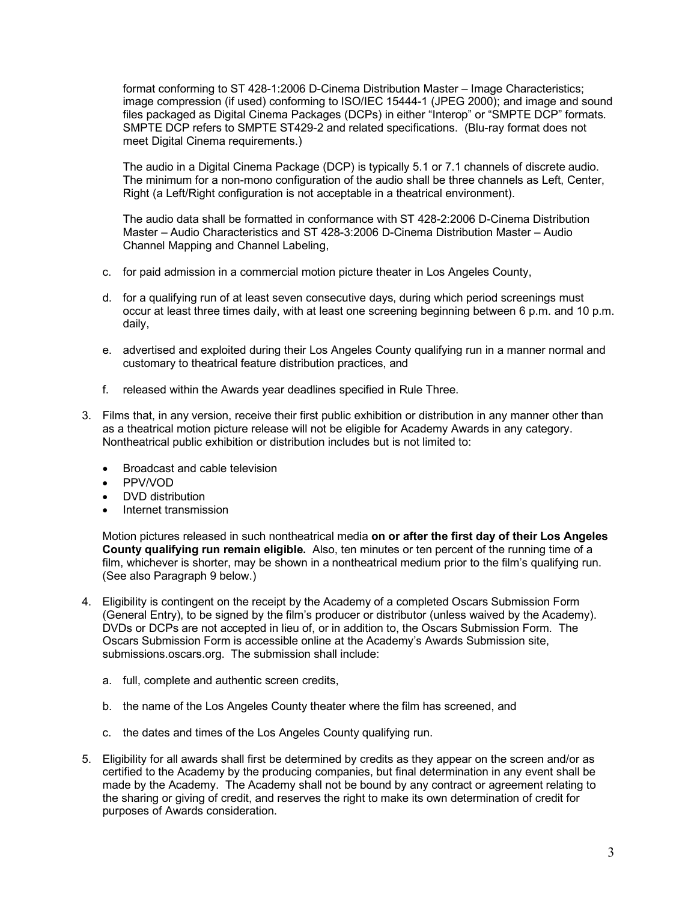format conforming to ST 428-1:2006 D-Cinema Distribution Master – Image Characteristics; image compression (if used) conforming to ISO/IEC 15444-1 (JPEG 2000); and image and sound files packaged as Digital Cinema Packages (DCPs) in either "Interop" or "SMPTE DCP" formats. SMPTE DCP refers to SMPTE ST429-2 and related specifications. (Blu-ray format does not meet Digital Cinema requirements.)

The audio in a Digital Cinema Package (DCP) is typically 5.1 or 7.1 channels of discrete audio. The minimum for a non-mono configuration of the audio shall be three channels as Left, Center, Right (a Left/Right configuration is not acceptable in a theatrical environment).

The audio data shall be formatted in conformance with ST 428-2:2006 D-Cinema Distribution Master – Audio Characteristics and ST 428-3:2006 D-Cinema Distribution Master – Audio Channel Mapping and Channel Labeling,

c. for paid admission in a commercial motion picture theater in Los Angeles County,

d. for a qualifying run of at least seven consecutive days, during which period screenings must occur at least three times daily, with at least one screening beginning between 6 p.m. and 10 p.m. daily,

e. advertised and exploited during their Los Angeles County qualifying run in a manner normal and customary to theatrical feature distribution practices, and

f. released within the Awards year deadlines specified in Rule Three.

3. Films that, in any version, receive their first public exhibition or distribution in any manner other than as a theatrical motion picture release will not be eligible for Academy Awards in any category. Nontheatrical public exhibition or distribution includes but is not limited to:

   - Broadcast and cable television
   - PPV/VOD
   - DVD distribution
   - Internet transmission

   Motion pictures released in such nontheatrical media **on or after the first day of their Los Angeles County qualifying run remain eligible.** Also, ten minutes or ten percent of the running time of a film, whichever is shorter, may be shown in a nontheatrical medium prior to the film's qualifying run. (See also Paragraph 9 below.)

4. Eligibility is contingent on the receipt by the Academy of a completed Oscars Submission Form (General Entry), to be signed by the film's producer or distributor (unless waived by the Academy). DVDs or DCPs are not accepted in lieu of, or in addition to, the Oscars Submission Form. The Oscars Submission Form is accessible online at the Academy's Awards Submission site, submissions.oscars.org. The submission shall include:

   a. full, complete and authentic screen credits,

   b. the name of the Los Angeles County theater where the film has screened, and

   c. the dates and times of the Los Angeles County qualifying run.

5. Eligibility for all awards shall first be determined by credits as they appear on the screen and/or as certified to the Academy by the producing companies, but final determination in any event shall be made by the Academy. The Academy shall not be bound by any contract or agreement relating to the sharing or giving of credit, and reserves the right to make its own determination of credit for purposes of Awards consideration.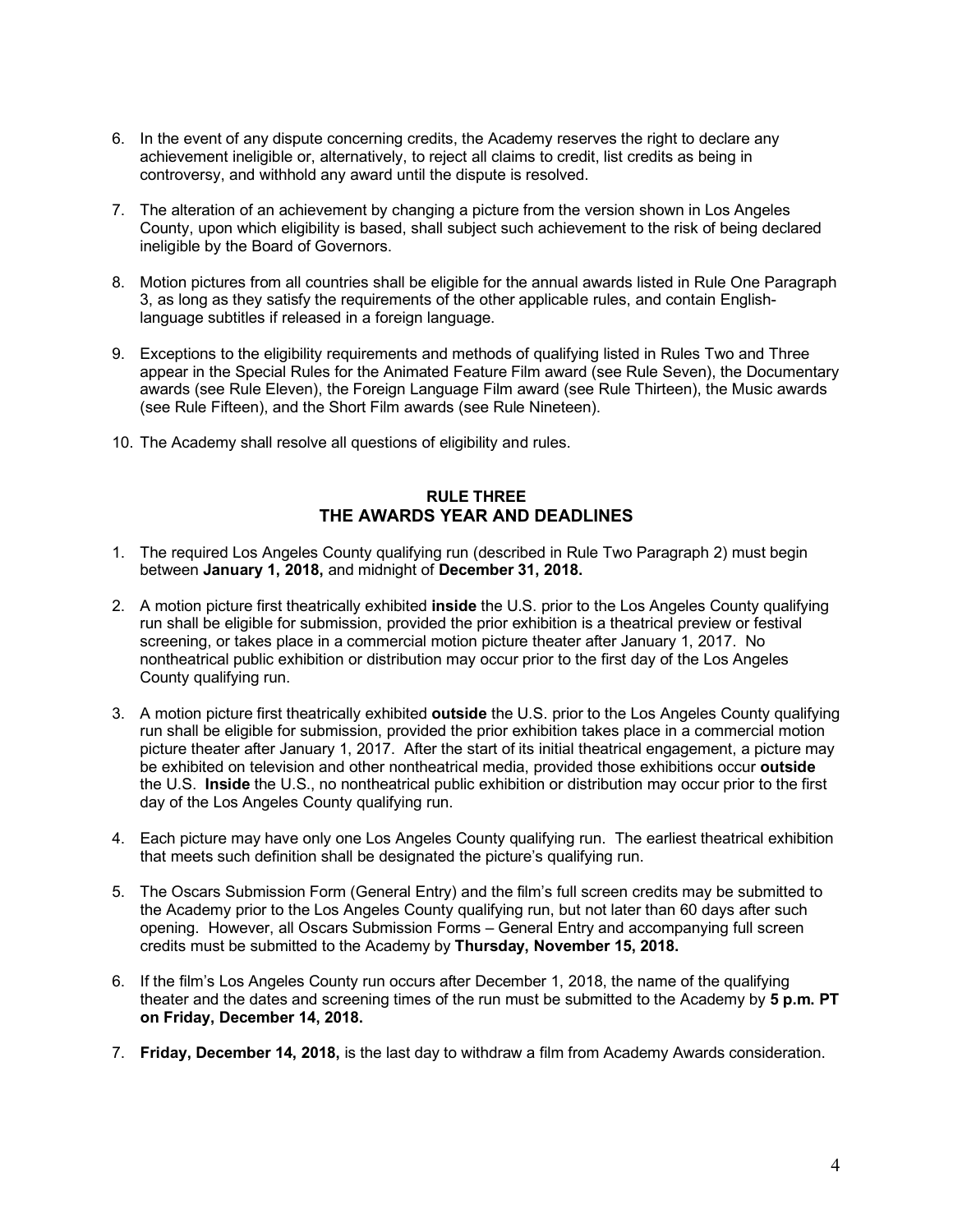6. In the event of any dispute concerning credits, the Academy reserves the right to declare any achievement ineligible or, alternatively, to reject all claims to credit, list credits as being in controversy, and withhold any award until the dispute is resolved.

7. The alteration of an achievement by changing a picture from the version shown in Los Angeles County, upon which eligibility is based, shall subject such achievement to the risk of being declared ineligible by the Board of Governors.

8. Motion pictures from all countries shall be eligible for the annual awards listed in Rule One Paragraph 3, as long as they satisfy the requirements of the other applicable rules, and contain English-language subtitles if released in a foreign language.

9. Exceptions to the eligibility requirements and methods of qualifying listed in Rules Two and Three appear in the Special Rules for the Animated Feature Film award (see Rule Seven), the Documentary awards (see Rule Eleven), the Foreign Language Film award (see Rule Thirteen), the Music awards (see Rule Fifteen), and the Short Film awards (see Rule Nineteen).

10. The Academy shall resolve all questions of eligibility and rules.

## RULE THREE
## THE AWARDS YEAR AND DEADLINES

1. The required Los Angeles County qualifying run (described in Rule Two Paragraph 2) must begin between **January 1, 2018,** and midnight of **December 31, 2018.**

2. A motion picture first theatrically exhibited **inside** the U.S. prior to the Los Angeles County qualifying run shall be eligible for submission, provided the prior exhibition is a theatrical preview or festival screening, or takes place in a commercial motion picture theater after January 1, 2017. No nontheatrical public exhibition or distribution may occur prior to the first day of the Los Angeles County qualifying run.

3. A motion picture first theatrically exhibited **outside** the U.S. prior to the Los Angeles County qualifying run shall be eligible for submission, provided the prior exhibition takes place in a commercial motion picture theater after January 1, 2017. After the start of its initial theatrical engagement, a picture may be exhibited on television and other nontheatrical media, provided those exhibitions occur **outside** the U.S. **Inside** the U.S., no nontheatrical public exhibition or distribution may occur prior to the first day of the Los Angeles County qualifying run.

4. Each picture may have only one Los Angeles County qualifying run. The earliest theatrical exhibition that meets such definition shall be designated the picture's qualifying run.

5. The Oscars Submission Form (General Entry) and the film's full screen credits may be submitted to the Academy prior to the Los Angeles County qualifying run, but not later than 60 days after such opening. However, all Oscars Submission Forms – General Entry and accompanying full screen credits must be submitted to the Academy by **Thursday, November 15, 2018.**

6. If the film's Los Angeles County run occurs after December 1, 2018, the name of the qualifying theater and the dates and screening times of the run must be submitted to the Academy by **5 p.m. PT on Friday, December 14, 2018.**

7. **Friday, December 14, 2018,** is the last day to withdraw a film from Academy Awards consideration.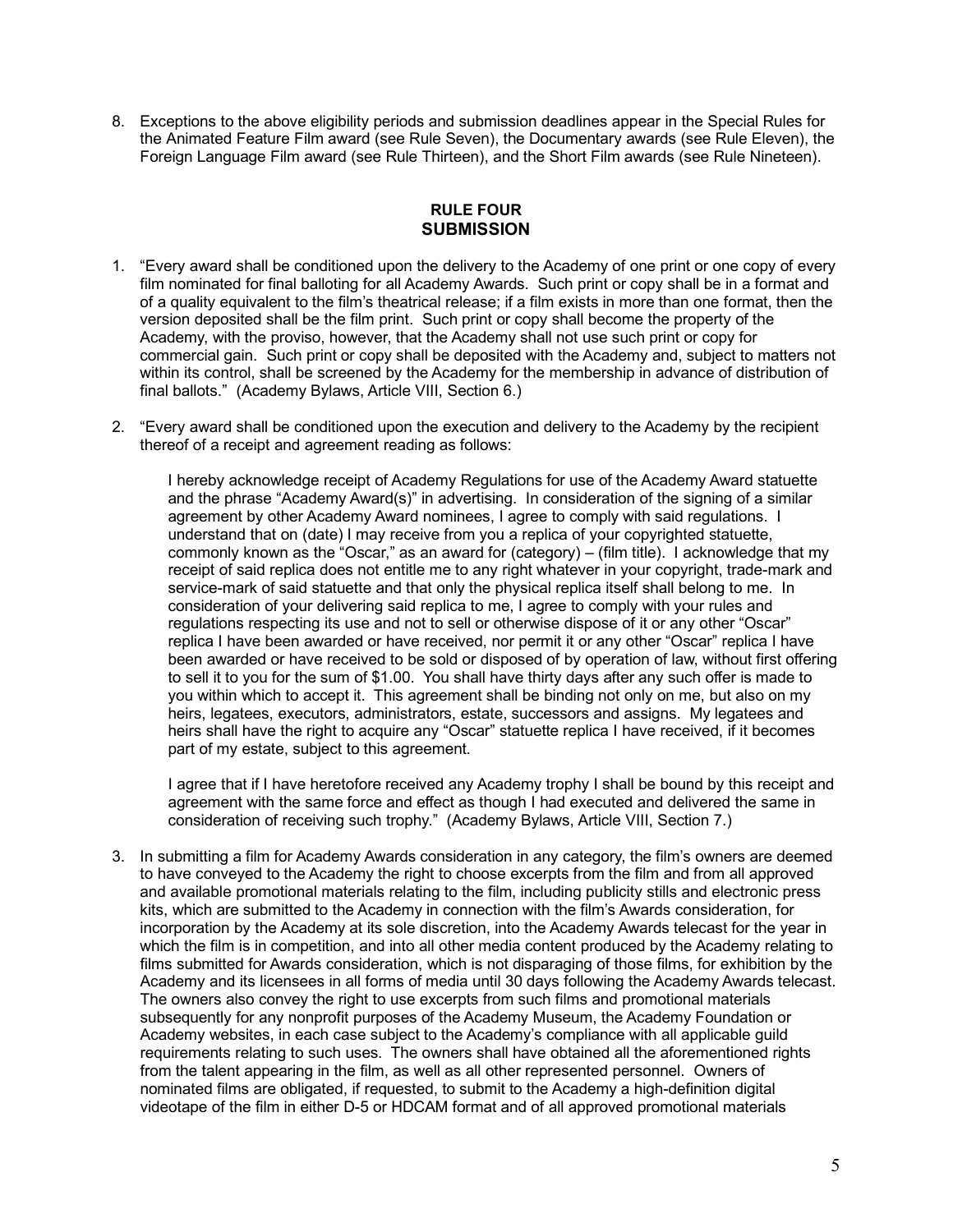8. Exceptions to the above eligibility periods and submission deadlines appear in the Special Rules for the Animated Feature Film award (see Rule Seven), the Documentary awards (see Rule Eleven), the Foreign Language Film award (see Rule Thirteen), and the Short Film awards (see Rule Nineteen).

## RULE FOUR
## SUBMISSION

1. "Every award shall be conditioned upon the delivery to the Academy of one print or one copy of every film nominated for final balloting for all Academy Awards. Such print or copy shall be in a format and of a quality equivalent to the film's theatrical release; if a film exists in more than one format, then the version deposited shall be the film print. Such print or copy shall become the property of the Academy, with the proviso, however, that the Academy shall not use such print or copy for commercial gain. Such print or copy shall be deposited with the Academy and, subject to matters not within its control, shall be screened by the Academy for the membership in advance of distribution of final ballots." (Academy Bylaws, Article VIII, Section 6.)

2. "Every award shall be conditioned upon the execution and delivery to the Academy by the recipient thereof of a receipt and agreement reading as follows:

   I hereby acknowledge receipt of Academy Regulations for use of the Academy Award statuette and the phrase "Academy Award(s)" in advertising. In consideration of the signing of a similar agreement by other Academy Award nominees, I agree to comply with said regulations. I understand that on (date) I may receive from you a replica of your copyrighted statuette, commonly known as the "Oscar," as an award for (category) – (film title). I acknowledge that my receipt of said replica does not entitle me to any right whatever in your copyright, trade-mark and service-mark of said statuette and that only the physical replica itself shall belong to me. In consideration of your delivering said replica to me, I agree to comply with your rules and regulations respecting its use and not to sell or otherwise dispose of it or any other "Oscar" replica I have been awarded or have received, nor permit it or any other "Oscar" replica I have been awarded or have received to be sold or disposed of by operation of law, without first offering to sell it to you for the sum of $1.00. You shall have thirty days after any such offer is made to you within which to accept it. This agreement shall be binding not only on me, but also on my heirs, legatees, executors, administrators, estate, successors and assigns. My legatees and heirs shall have the right to acquire any "Oscar" statuette replica I have received, if it becomes part of my estate, subject to this agreement.

   I agree that if I have heretofore received any Academy trophy I shall be bound by this receipt and agreement with the same force and effect as though I had executed and delivered the same in consideration of receiving such trophy." (Academy Bylaws, Article VIII, Section 7.)

3. In submitting a film for Academy Awards consideration in any category, the film's owners are deemed to have conveyed to the Academy the right to choose excerpts from the film and from all approved and available promotional materials relating to the film, including publicity stills and electronic press kits, which are submitted to the Academy in connection with the film's Awards consideration, for incorporation by the Academy at its sole discretion, into the Academy Awards telecast for the year in which the film is in competition, and into all other media content produced by the Academy relating to films submitted for Awards consideration, which is not disparaging of those films, for exhibition by the Academy and its licensees in all forms of media until 30 days following the Academy Awards telecast. The owners also convey the right to use excerpts from such films and promotional materials subsequently for any nonprofit purposes of the Academy Museum, the Academy Foundation or Academy websites, in each case subject to the Academy's compliance with all applicable guild requirements relating to such uses. The owners shall have obtained all the aforementioned rights from the talent appearing in the film, as well as all other represented personnel. Owners of nominated films are obligated, if requested, to submit to the Academy a high-definition digital videotape of the film in either D-5 or HDCAM format and of all approved promotional materials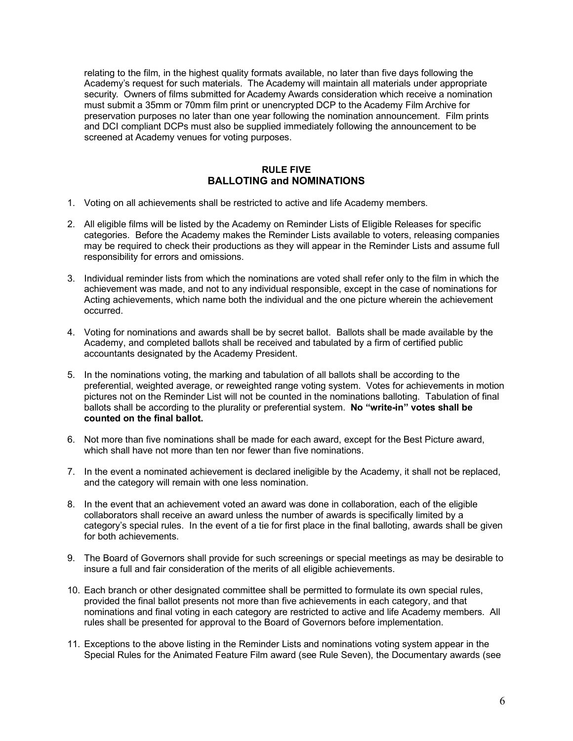relating to the film, in the highest quality formats available, no later than five days following the Academy's request for such materials. The Academy will maintain all materials under appropriate security. Owners of films submitted for Academy Awards consideration which receive a nomination must submit a 35mm or 70mm film print or unencrypted DCP to the Academy Film Archive for preservation purposes no later than one year following the nomination announcement. Film prints and DCI compliant DCPs must also be supplied immediately following the announcement to be screened at Academy venues for voting purposes.

## RULE FIVE
## BALLOTING and NOMINATIONS

1. Voting on all achievements shall be restricted to active and life Academy members.

2. All eligible films will be listed by the Academy on Reminder Lists of Eligible Releases for specific categories. Before the Academy makes the Reminder Lists available to voters, releasing companies may be required to check their productions as they will appear in the Reminder Lists and assume full responsibility for errors and omissions.

3. Individual reminder lists from which the nominations are voted shall refer only to the film in which the achievement was made, and not to any individual responsible, except in the case of nominations for Acting achievements, which name both the individual and the one picture wherein the achievement occurred.

4. Voting for nominations and awards shall be by secret ballot. Ballots shall be made available by the Academy, and completed ballots shall be received and tabulated by a firm of certified public accountants designated by the Academy President.

5. In the nominations voting, the marking and tabulation of all ballots shall be according to the preferential, weighted average, or reweighted range voting system. Votes for achievements in motion pictures not on the Reminder List will not be counted in the nominations balloting. Tabulation of final ballots shall be according to the plurality or preferential system. **No "write-in" votes shall be counted on the final ballot.**

6. Not more than five nominations shall be made for each award, except for the Best Picture award, which shall have not more than ten nor fewer than five nominations.

7. In the event a nominated achievement is declared ineligible by the Academy, it shall not be replaced, and the category will remain with one less nomination.

8. In the event that an achievement voted an award was done in collaboration, each of the eligible collaborators shall receive an award unless the number of awards is specifically limited by a category's special rules. In the event of a tie for first place in the final balloting, awards shall be given for both achievements.

9. The Board of Governors shall provide for such screenings or special meetings as may be desirable to insure a full and fair consideration of the merits of all eligible achievements.

10. Each branch or other designated committee shall be permitted to formulate its own special rules, provided the final ballot presents not more than five achievements in each category, and that nominations and final voting in each category are restricted to active and life Academy members. All rules shall be presented for approval to the Board of Governors before implementation.

11. Exceptions to the above listing in the Reminder Lists and nominations voting system appear in the Special Rules for the Animated Feature Film award (see Rule Seven), the Documentary awards (see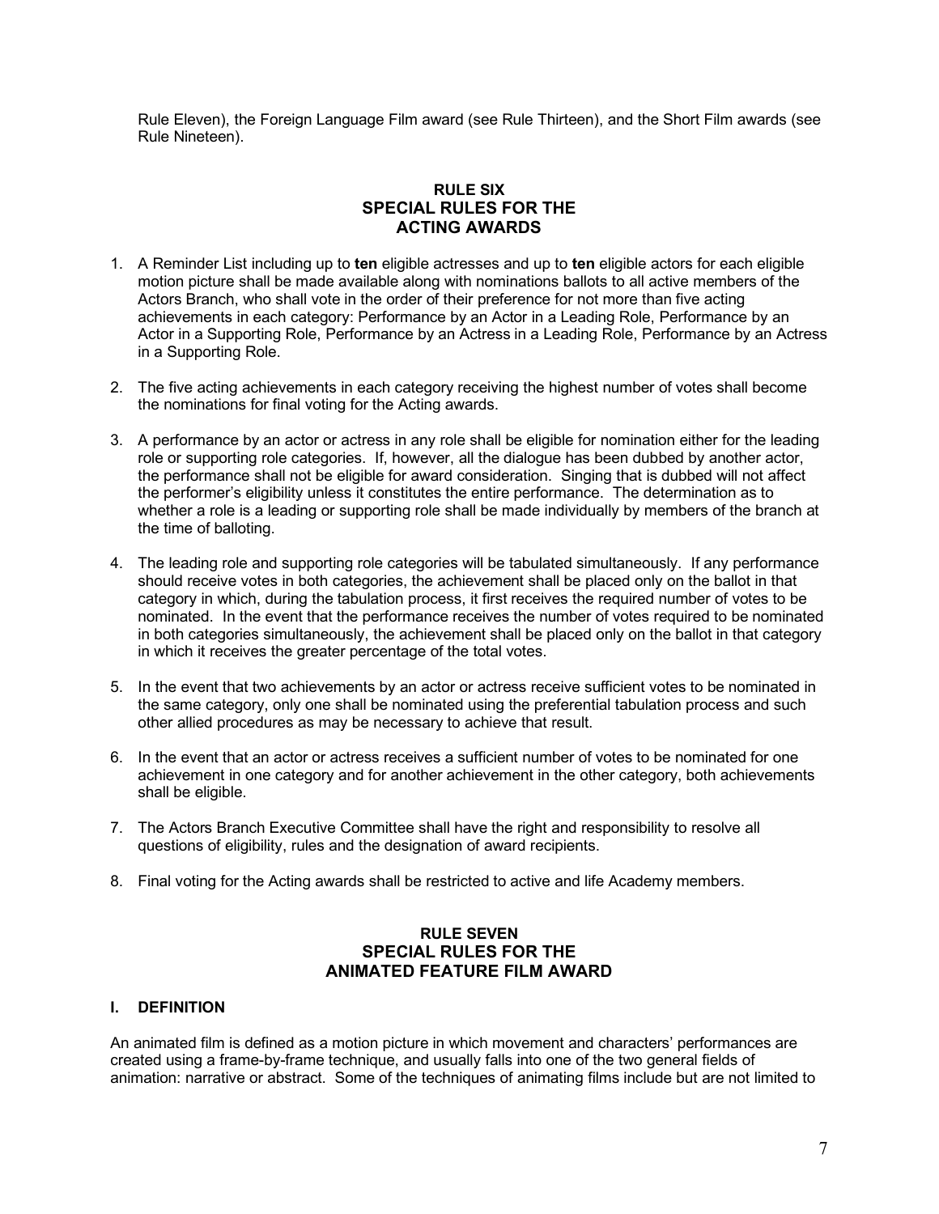Rule Eleven), the Foreign Language Film award (see Rule Thirteen), and the Short Film awards (see Rule Nineteen).

## RULE SIX
## SPECIAL RULES FOR THE ACTING AWARDS

1. A Reminder List including up to **ten** eligible actresses and up to **ten** eligible actors for each eligible motion picture shall be made available along with nominations ballots to all active members of the Actors Branch, who shall vote in the order of their preference for not more than five acting achievements in each category: Performance by an Actor in a Leading Role, Performance by an Actor in a Supporting Role, Performance by an Actress in a Leading Role, Performance by an Actress in a Supporting Role.

2. The five acting achievements in each category receiving the highest number of votes shall become the nominations for final voting for the Acting awards.

3. A performance by an actor or actress in any role shall be eligible for nomination either for the leading role or supporting role categories. If, however, all the dialogue has been dubbed by another actor, the performance shall not be eligible for award consideration. Singing that is dubbed will not affect the performer's eligibility unless it constitutes the entire performance. The determination as to whether a role is a leading or supporting role shall be made individually by members of the branch at the time of balloting.

4. The leading role and supporting role categories will be tabulated simultaneously. If any performance should receive votes in both categories, the achievement shall be placed only on the ballot in that category in which, during the tabulation process, it first receives the required number of votes to be nominated. In the event that the performance receives the number of votes required to be nominated in both categories simultaneously, the achievement shall be placed only on the ballot in that category in which it receives the greater percentage of the total votes.

5. In the event that two achievements by an actor or actress receive sufficient votes to be nominated in the same category, only one shall be nominated using the preferential tabulation process and such other allied procedures as may be necessary to achieve that result.

6. In the event that an actor or actress receives a sufficient number of votes to be nominated for one achievement in one category and for another achievement in the other category, both achievements shall be eligible.

7. The Actors Branch Executive Committee shall have the right and responsibility to resolve all questions of eligibility, rules and the designation of award recipients.

8. Final voting for the Acting awards shall be restricted to active and life Academy members.

## RULE SEVEN
## SPECIAL RULES FOR THE ANIMATED FEATURE FILM AWARD

### I. DEFINITION

An animated film is defined as a motion picture in which movement and characters' performances are created using a frame-by-frame technique, and usually falls into one of the two general fields of animation: narrative or abstract. Some of the techniques of animating films include but are not limited to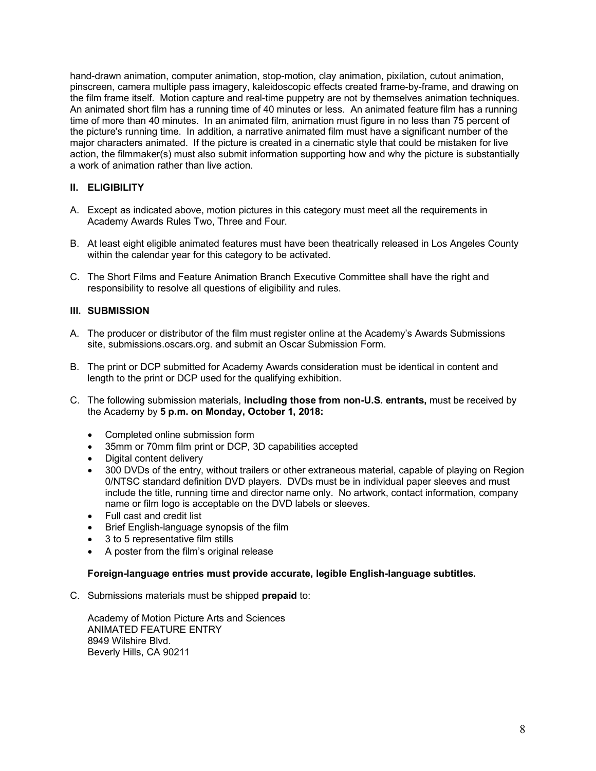hand-drawn animation, computer animation, stop-motion, clay animation, pixilation, cutout animation, pinscreen, camera multiple pass imagery, kaleidoscopic effects created frame-by-frame, and drawing on the film frame itself. Motion capture and real-time puppetry are not by themselves animation techniques. An animated short film has a running time of 40 minutes or less. An animated feature film has a running time of more than 40 minutes. In an animated film, animation must figure in no less than 75 percent of the picture's running time. In addition, a narrative animated film must have a significant number of the major characters animated. If the picture is created in a cinematic style that could be mistaken for live action, the filmmaker(s) must also submit information supporting how and why the picture is substantially a work of animation rather than live action.

## II. ELIGIBILITY

A. Except as indicated above, motion pictures in this category must meet all the requirements in Academy Awards Rules Two, Three and Four.

B. At least eight eligible animated features must have been theatrically released in Los Angeles County within the calendar year for this category to be activated.

C. The Short Films and Feature Animation Branch Executive Committee shall have the right and responsibility to resolve all questions of eligibility and rules.

## III. SUBMISSION

A. The producer or distributor of the film must register online at the Academy's Awards Submissions site, submissions.oscars.org. and submit an Oscar Submission Form.

B. The print or DCP submitted for Academy Awards consideration must be identical in content and length to the print or DCP used for the qualifying exhibition.

C. The following submission materials, **including those from non-U.S. entrants,** must be received by the Academy by **5 p.m. on Monday, October 1, 2018:**

- Completed online submission form
- 35mm or 70mm film print or DCP, 3D capabilities accepted
- Digital content delivery
- 300 DVDs of the entry, without trailers or other extraneous material, capable of playing on Region 0/NTSC standard definition DVD players. DVDs must be in individual paper sleeves and must include the title, running time and director name only. No artwork, contact information, company name or film logo is acceptable on the DVD labels or sleeves.
- Full cast and credit list
- Brief English-language synopsis of the film
- 3 to 5 representative film stills
- A poster from the film's original release

**Foreign-language entries must provide accurate, legible English-language subtitles.**

C. Submissions materials must be shipped **prepaid** to:

Academy of Motion Picture Arts and Sciences
ANIMATED FEATURE ENTRY
8949 Wilshire Blvd.
Beverly Hills, CA 90211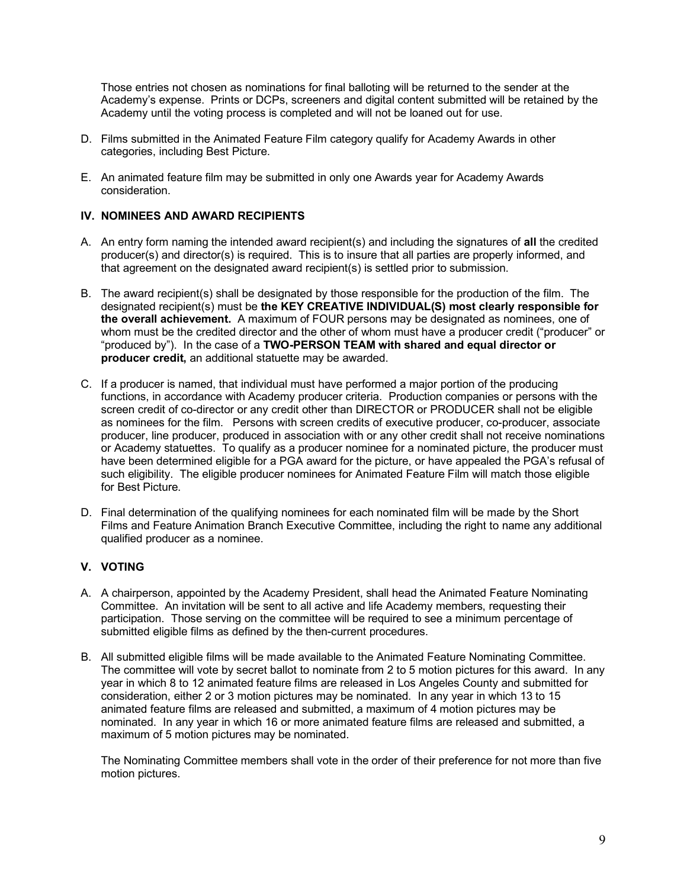Those entries not chosen as nominations for final balloting will be returned to the sender at the Academy's expense. Prints or DCPs, screeners and digital content submitted will be retained by the Academy until the voting process is completed and will not be loaned out for use.

D. Films submitted in the Animated Feature Film category qualify for Academy Awards in other categories, including Best Picture.

E. An animated feature film may be submitted in only one Awards year for Academy Awards consideration.

### IV. NOMINEES AND AWARD RECIPIENTS

A. An entry form naming the intended award recipient(s) and including the signatures of **all** the credited producer(s) and director(s) is required. This is to insure that all parties are properly informed, and that agreement on the designated award recipient(s) is settled prior to submission.

B. The award recipient(s) shall be designated by those responsible for the production of the film. The designated recipient(s) must be **the KEY CREATIVE INDIVIDUAL(S) most clearly responsible for the overall achievement.** A maximum of FOUR persons may be designated as nominees, one of whom must be the credited director and the other of whom must have a producer credit ("producer" or "produced by"). In the case of a **TWO-PERSON TEAM with shared and equal director or producer credit,** an additional statuette may be awarded.

C. If a producer is named, that individual must have performed a major portion of the producing functions, in accordance with Academy producer criteria. Production companies or persons with the screen credit of co-director or any credit other than DIRECTOR or PRODUCER shall not be eligible as nominees for the film. Persons with screen credits of executive producer, co-producer, associate producer, line producer, produced in association with or any other credit shall not receive nominations or Academy statuettes. To qualify as a producer nominee for a nominated picture, the producer must have been determined eligible for a PGA award for the picture, or have appealed the PGA's refusal of such eligibility. The eligible producer nominees for Animated Feature Film will match those eligible for Best Picture.

D. Final determination of the qualifying nominees for each nominated film will be made by the Short Films and Feature Animation Branch Executive Committee, including the right to name any additional qualified producer as a nominee.

### V. VOTING

A. A chairperson, appointed by the Academy President, shall head the Animated Feature Nominating Committee. An invitation will be sent to all active and life Academy members, requesting their participation. Those serving on the committee will be required to see a minimum percentage of submitted eligible films as defined by the then-current procedures.

B. All submitted eligible films will be made available to the Animated Feature Nominating Committee. The committee will vote by secret ballot to nominate from 2 to 5 motion pictures for this award. In any year in which 8 to 12 animated feature films are released in Los Angeles County and submitted for consideration, either 2 or 3 motion pictures may be nominated. In any year in which 13 to 15 animated feature films are released and submitted, a maximum of 4 motion pictures may be nominated. In any year in which 16 or more animated feature films are released and submitted, a maximum of 5 motion pictures may be nominated.

The Nominating Committee members shall vote in the order of their preference for not more than five motion pictures.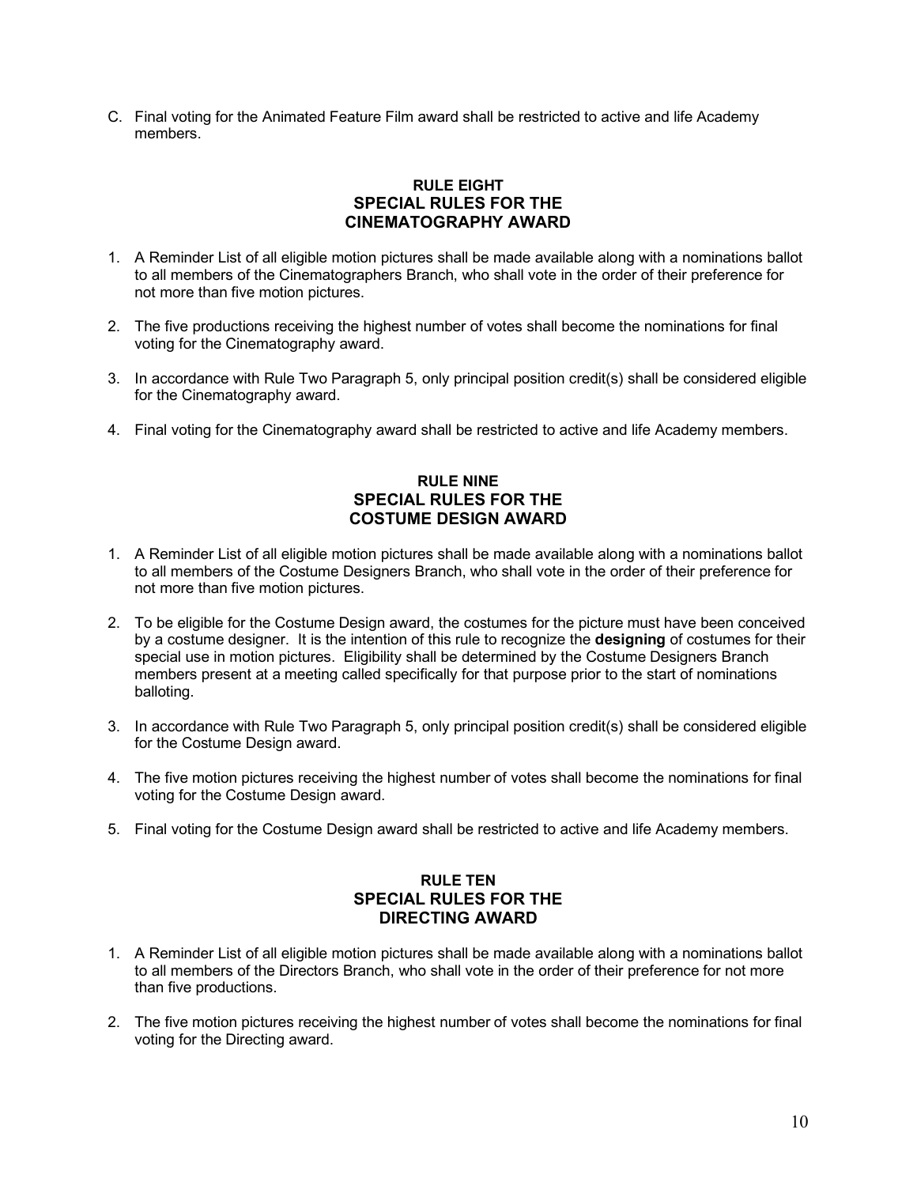C. Final voting for the Animated Feature Film award shall be restricted to active and life Academy members.

## RULE EIGHT
## SPECIAL RULES FOR THE CINEMATOGRAPHY AWARD

1. A Reminder List of all eligible motion pictures shall be made available along with a nominations ballot to all members of the Cinematographers Branch, who shall vote in the order of their preference for not more than five motion pictures.

2. The five productions receiving the highest number of votes shall become the nominations for final voting for the Cinematography award.

3. In accordance with Rule Two Paragraph 5, only principal position credit(s) shall be considered eligible for the Cinematography award.

4. Final voting for the Cinematography award shall be restricted to active and life Academy members.

## RULE NINE
## SPECIAL RULES FOR THE COSTUME DESIGN AWARD

1. A Reminder List of all eligible motion pictures shall be made available along with a nominations ballot to all members of the Costume Designers Branch, who shall vote in the order of their preference for not more than five motion pictures.

2. To be eligible for the Costume Design award, the costumes for the picture must have been conceived by a costume designer. It is the intention of this rule to recognize the **designing** of costumes for their special use in motion pictures. Eligibility shall be determined by the Costume Designers Branch members present at a meeting called specifically for that purpose prior to the start of nominations balloting.

3. In accordance with Rule Two Paragraph 5, only principal position credit(s) shall be considered eligible for the Costume Design award.

4. The five motion pictures receiving the highest number of votes shall become the nominations for final voting for the Costume Design award.

5. Final voting for the Costume Design award shall be restricted to active and life Academy members.

## RULE TEN
## SPECIAL RULES FOR THE DIRECTING AWARD

1. A Reminder List of all eligible motion pictures shall be made available along with a nominations ballot to all members of the Directors Branch, who shall vote in the order of their preference for not more than five productions.

2. The five motion pictures receiving the highest number of votes shall become the nominations for final voting for the Directing award.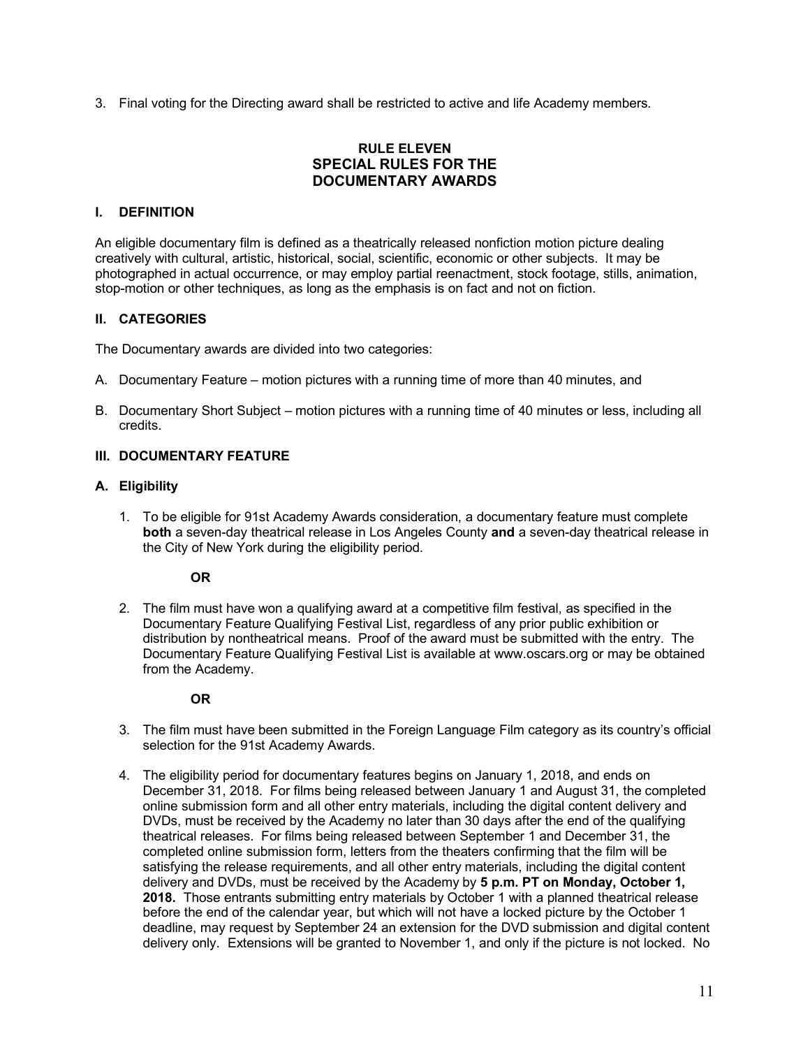3. Final voting for the Directing award shall be restricted to active and life Academy members.

## RULE ELEVEN
## SPECIAL RULES FOR THE DOCUMENTARY AWARDS

### I. DEFINITION

An eligible documentary film is defined as a theatrically released nonfiction motion picture dealing creatively with cultural, artistic, historical, social, scientific, economic or other subjects. It may be photographed in actual occurrence, or may employ partial reenactment, stock footage, stills, animation, stop-motion or other techniques, as long as the emphasis is on fact and not on fiction.

### II. CATEGORIES

The Documentary awards are divided into two categories:

A. Documentary Feature – motion pictures with a running time of more than 40 minutes, and

B. Documentary Short Subject – motion pictures with a running time of 40 minutes or less, including all credits.

### III. DOCUMENTARY FEATURE

#### A. Eligibility

1. To be eligible for 91st Academy Awards consideration, a documentary feature must complete **both** a seven-day theatrical release in Los Angeles County **and** a seven-day theatrical release in the City of New York during the eligibility period.

   **OR**

2. The film must have won a qualifying award at a competitive film festival, as specified in the Documentary Feature Qualifying Festival List, regardless of any prior public exhibition or distribution by nontheatrical means. Proof of the award must be submitted with the entry. The Documentary Feature Qualifying Festival List is available at www.oscars.org or may be obtained from the Academy.

   **OR**

3. The film must have been submitted in the Foreign Language Film category as its country's official selection for the 91st Academy Awards.

4. The eligibility period for documentary features begins on January 1, 2018, and ends on December 31, 2018. For films being released between January 1 and August 31, the completed online submission form and all other entry materials, including the digital content delivery and DVDs, must be received by the Academy no later than 30 days after the end of the qualifying theatrical releases. For films being released between September 1 and December 31, the completed online submission form, letters from the theaters confirming that the film will be satisfying the release requirements, and all other entry materials, including the digital content delivery and DVDs, must be received by the Academy by **5 p.m. PT on Monday, October 1, 2018.** Those entrants submitting entry materials by October 1 with a planned theatrical release before the end of the calendar year, but which will not have a locked picture by the October 1 deadline, may request by September 24 an extension for the DVD submission and digital content delivery only. Extensions will be granted to November 1, and only if the picture is not locked. No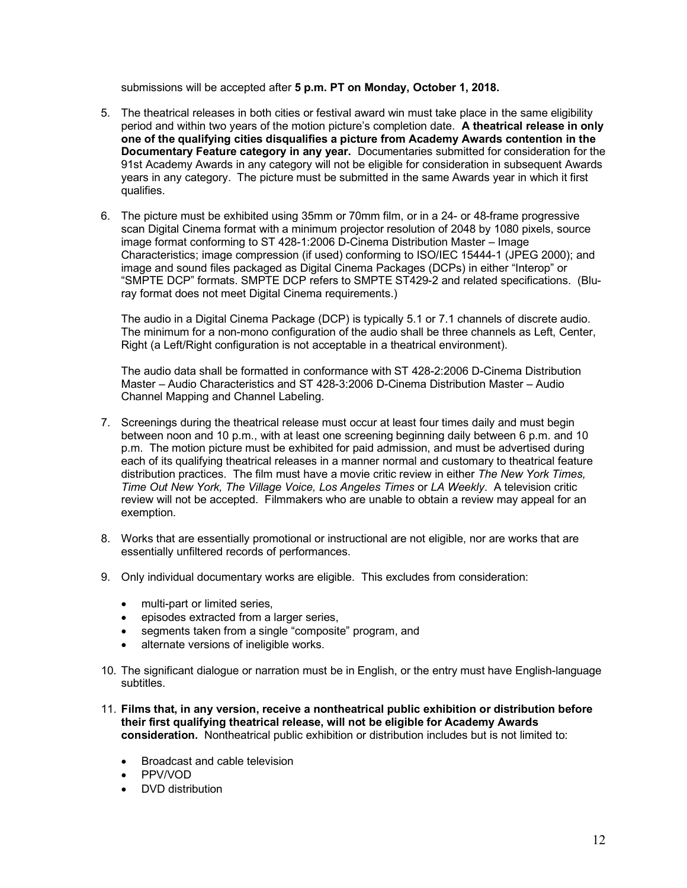submissions will be accepted after **5 p.m. PT on Monday, October 1, 2018.**

5. The theatrical releases in both cities or festival award win must take place in the same eligibility period and within two years of the motion picture's completion date. **A theatrical release in only one of the qualifying cities disqualifies a picture from Academy Awards contention in the Documentary Feature category in any year.** Documentaries submitted for consideration for the 91st Academy Awards in any category will not be eligible for consideration in subsequent Awards years in any category. The picture must be submitted in the same Awards year in which it first qualifies.

6. The picture must be exhibited using 35mm or 70mm film, or in a 24- or 48-frame progressive scan Digital Cinema format with a minimum projector resolution of 2048 by 1080 pixels, source image format conforming to ST 428-1:2006 D-Cinema Distribution Master – Image Characteristics; image compression (if used) conforming to ISO/IEC 15444-1 (JPEG 2000); and image and sound files packaged as Digital Cinema Packages (DCPs) in either "Interop" or "SMPTE DCP" formats. SMPTE DCP refers to SMPTE ST429-2 and related specifications. (Blu-ray format does not meet Digital Cinema requirements.)

   The audio in a Digital Cinema Package (DCP) is typically 5.1 or 7.1 channels of discrete audio. The minimum for a non-mono configuration of the audio shall be three channels as Left, Center, Right (a Left/Right configuration is not acceptable in a theatrical environment).

   The audio data shall be formatted in conformance with ST 428-2:2006 D-Cinema Distribution Master – Audio Characteristics and ST 428-3:2006 D-Cinema Distribution Master – Audio Channel Mapping and Channel Labeling.

7. Screenings during the theatrical release must occur at least four times daily and must begin between noon and 10 p.m., with at least one screening beginning daily between 6 p.m. and 10 p.m. The motion picture must be exhibited for paid admission, and must be advertised during each of its qualifying theatrical releases in a manner normal and customary to theatrical feature distribution practices. The film must have a movie critic review in either *The New York Times, Time Out New York, The Village Voice, Los Angeles Times* or *LA Weekly*. A television critic review will not be accepted. Filmmakers who are unable to obtain a review may appeal for an exemption.

8. Works that are essentially promotional or instructional are not eligible, nor are works that are essentially unfiltered records of performances.

9. Only individual documentary works are eligible. This excludes from consideration:

   - multi-part or limited series,
   - episodes extracted from a larger series,
   - segments taken from a single "composite" program, and
   - alternate versions of ineligible works.

10. The significant dialogue or narration must be in English, or the entry must have English-language subtitles.

11. **Films that, in any version, receive a nontheatrical public exhibition or distribution before their first qualifying theatrical release, will not be eligible for Academy Awards consideration.** Nontheatrical public exhibition or distribution includes but is not limited to:

    - Broadcast and cable television
    - PPV/VOD
    - DVD distribution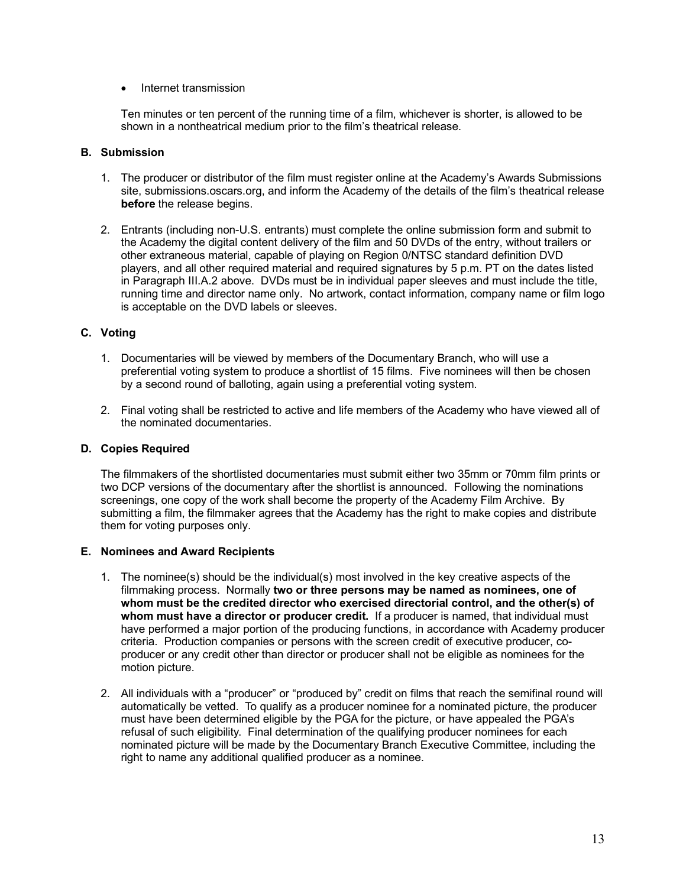- Internet transmission

Ten minutes or ten percent of the running time of a film, whichever is shorter, is allowed to be shown in a nontheatrical medium prior to the film's theatrical release.

### B. Submission

1. The producer or distributor of the film must register online at the Academy's Awards Submissions site, submissions.oscars.org, and inform the Academy of the details of the film's theatrical release **before** the release begins.

2. Entrants (including non-U.S. entrants) must complete the online submission form and submit to the Academy the digital content delivery of the film and 50 DVDs of the entry, without trailers or other extraneous material, capable of playing on Region 0/NTSC standard definition DVD players, and all other required material and required signatures by 5 p.m. PT on the dates listed in Paragraph III.A.2 above. DVDs must be in individual paper sleeves and must include the title, running time and director name only. No artwork, contact information, company name or film logo is acceptable on the DVD labels or sleeves.

### C. Voting

1. Documentaries will be viewed by members of the Documentary Branch, who will use a preferential voting system to produce a shortlist of 15 films. Five nominees will then be chosen by a second round of balloting, again using a preferential voting system.

2. Final voting shall be restricted to active and life members of the Academy who have viewed all of the nominated documentaries.

### D. Copies Required

The filmmakers of the shortlisted documentaries must submit either two 35mm or 70mm film prints or two DCP versions of the documentary after the shortlist is announced. Following the nominations screenings, one copy of the work shall become the property of the Academy Film Archive. By submitting a film, the filmmaker agrees that the Academy has the right to make copies and distribute them for voting purposes only.

### E. Nominees and Award Recipients

1. The nominee(s) should be the individual(s) most involved in the key creative aspects of the filmmaking process. Normally **two or three persons may be named as nominees, one of whom must be the credited director who exercised directorial control, and the other(s) of whom must have a director or producer credit.** If a producer is named, that individual must have performed a major portion of the producing functions, in accordance with Academy producer criteria. Production companies or persons with the screen credit of executive producer, co-producer or any credit other than director or producer shall not be eligible as nominees for the motion picture.

2. All individuals with a "producer" or "produced by" credit on films that reach the semifinal round will automatically be vetted. To qualify as a producer nominee for a nominated picture, the producer must have been determined eligible by the PGA for the picture, or have appealed the PGA's refusal of such eligibility. Final determination of the qualifying producer nominees for each nominated picture will be made by the Documentary Branch Executive Committee, including the right to name any additional qualified producer as a nominee.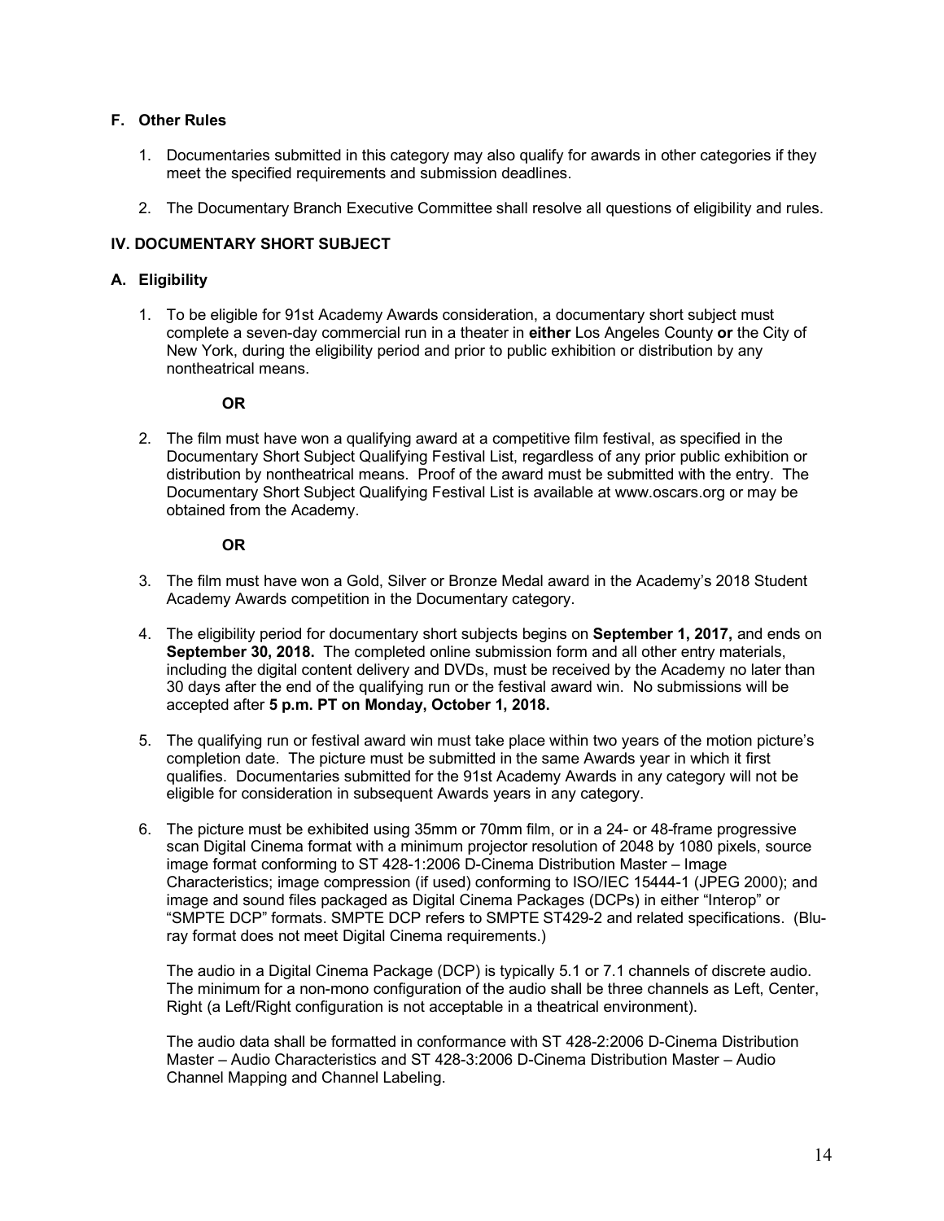### F. Other Rules

1. Documentaries submitted in this category may also qualify for awards in other categories if they meet the specified requirements and submission deadlines.

2. The Documentary Branch Executive Committee shall resolve all questions of eligibility and rules.

## IV. DOCUMENTARY SHORT SUBJECT

### A. Eligibility

1. To be eligible for 91st Academy Awards consideration, a documentary short subject must complete a seven-day commercial run in a theater in **either** Los Angeles County **or** the City of New York, during the eligibility period and prior to public exhibition or distribution by any nontheatrical means.

   **OR**

2. The film must have won a qualifying award at a competitive film festival, as specified in the Documentary Short Subject Qualifying Festival List, regardless of any prior public exhibition or distribution by nontheatrical means. Proof of the award must be submitted with the entry. The Documentary Short Subject Qualifying Festival List is available at www.oscars.org or may be obtained from the Academy.

   **OR**

3. The film must have won a Gold, Silver or Bronze Medal award in the Academy's 2018 Student Academy Awards competition in the Documentary category.

4. The eligibility period for documentary short subjects begins on **September 1, 2017,** and ends on **September 30, 2018.** The completed online submission form and all other entry materials, including the digital content delivery and DVDs, must be received by the Academy no later than 30 days after the end of the qualifying run or the festival award win. No submissions will be accepted after **5 p.m. PT on Monday, October 1, 2018.**

5. The qualifying run or festival award win must take place within two years of the motion picture's completion date. The picture must be submitted in the same Awards year in which it first qualifies. Documentaries submitted for the 91st Academy Awards in any category will not be eligible for consideration in subsequent Awards years in any category.

6. The picture must be exhibited using 35mm or 70mm film, or in a 24- or 48-frame progressive scan Digital Cinema format with a minimum projector resolution of 2048 by 1080 pixels, source image format conforming to ST 428-1:2006 D-Cinema Distribution Master – Image Characteristics; image compression (if used) conforming to ISO/IEC 15444-1 (JPEG 2000); and image and sound files packaged as Digital Cinema Packages (DCPs) in either "Interop" or "SMPTE DCP" formats. SMPTE DCP refers to SMPTE ST429-2 and related specifications. (Blu-ray format does not meet Digital Cinema requirements.)

   The audio in a Digital Cinema Package (DCP) is typically 5.1 or 7.1 channels of discrete audio. The minimum for a non-mono configuration of the audio shall be three channels as Left, Center, Right (a Left/Right configuration is not acceptable in a theatrical environment).

   The audio data shall be formatted in conformance with ST 428-2:2006 D-Cinema Distribution Master – Audio Characteristics and ST 428-3:2006 D-Cinema Distribution Master – Audio Channel Mapping and Channel Labeling.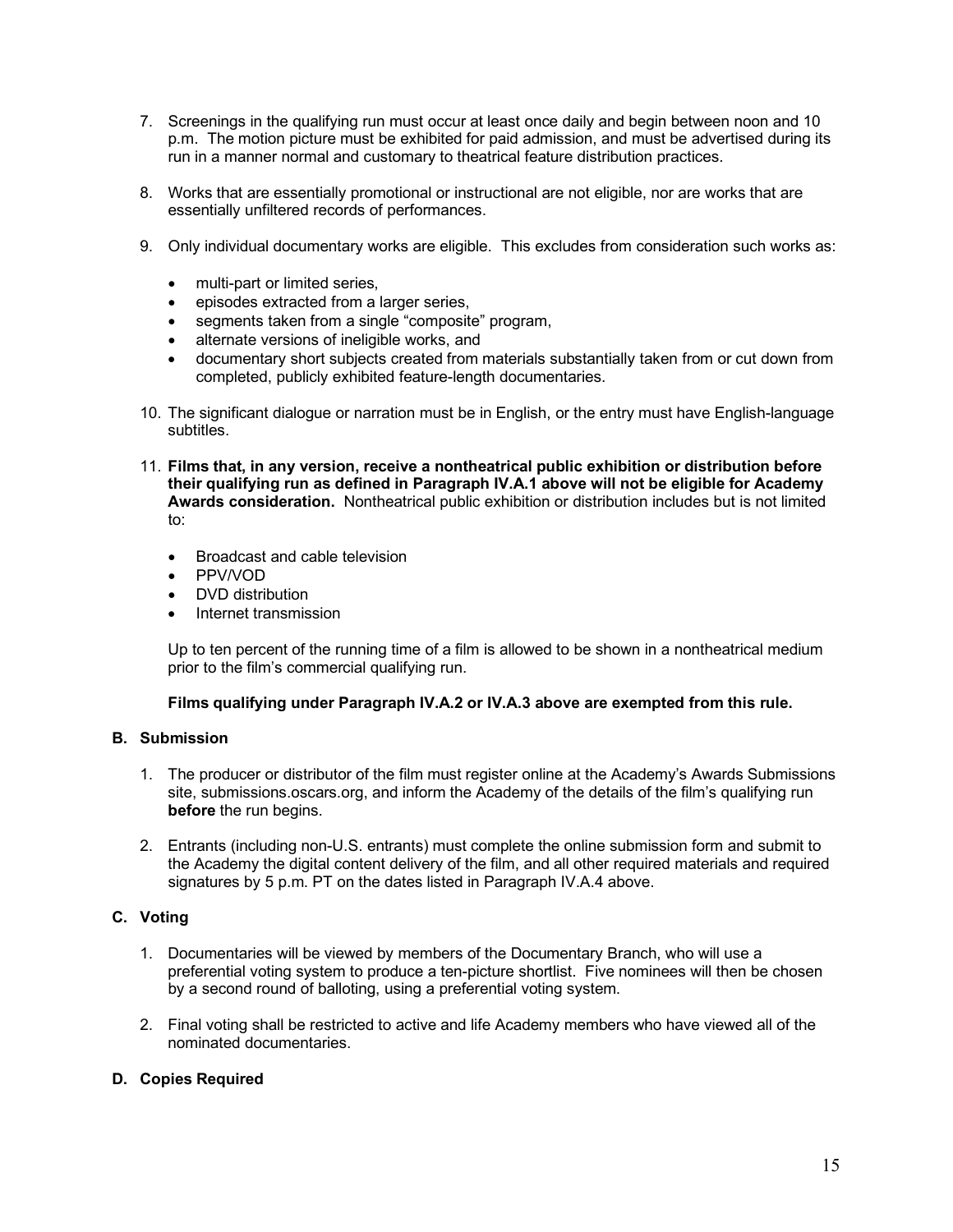7. Screenings in the qualifying run must occur at least once daily and begin between noon and 10 p.m. The motion picture must be exhibited for paid admission, and must be advertised during its run in a manner normal and customary to theatrical feature distribution practices.

8. Works that are essentially promotional or instructional are not eligible, nor are works that are essentially unfiltered records of performances.

9. Only individual documentary works are eligible. This excludes from consideration such works as:

   - multi-part or limited series,
   - episodes extracted from a larger series,
   - segments taken from a single "composite" program,
   - alternate versions of ineligible works, and
   - documentary short subjects created from materials substantially taken from or cut down from completed, publicly exhibited feature-length documentaries.

10. The significant dialogue or narration must be in English, or the entry must have English-language subtitles.

11. **Films that, in any version, receive a nontheatrical public exhibition or distribution before their qualifying run as defined in Paragraph IV.A.1 above will not be eligible for Academy Awards consideration.** Nontheatrical public exhibition or distribution includes but is not limited to:

    - Broadcast and cable television
    - PPV/VOD
    - DVD distribution
    - Internet transmission

    Up to ten percent of the running time of a film is allowed to be shown in a nontheatrical medium prior to the film's commercial qualifying run.

    **Films qualifying under Paragraph IV.A.2 or IV.A.3 above are exempted from this rule.**

### B. Submission

1. The producer or distributor of the film must register online at the Academy's Awards Submissions site, submissions.oscars.org, and inform the Academy of the details of the film's qualifying run **before** the run begins.

2. Entrants (including non-U.S. entrants) must complete the online submission form and submit to the Academy the digital content delivery of the film, and all other required materials and required signatures by 5 p.m. PT on the dates listed in Paragraph IV.A.4 above.

### C. Voting

1. Documentaries will be viewed by members of the Documentary Branch, who will use a preferential voting system to produce a ten-picture shortlist. Five nominees will then be chosen by a second round of balloting, using a preferential voting system.

2. Final voting shall be restricted to active and life Academy members who have viewed all of the nominated documentaries.

### D. Copies Required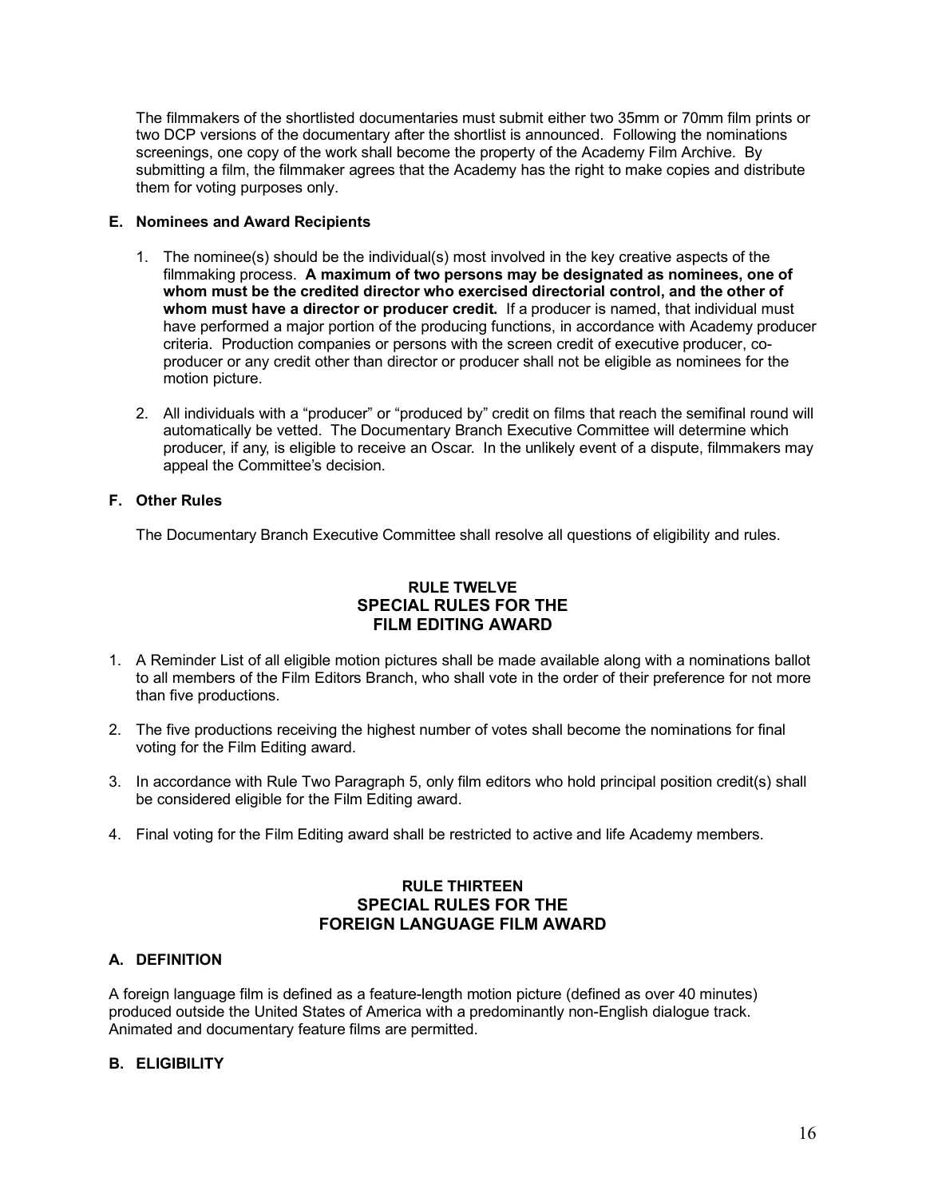The filmmakers of the shortlisted documentaries must submit either two 35mm or 70mm film prints or two DCP versions of the documentary after the shortlist is announced. Following the nominations screenings, one copy of the work shall become the property of the Academy Film Archive. By submitting a film, the filmmaker agrees that the Academy has the right to make copies and distribute them for voting purposes only.

### E. Nominees and Award Recipients

1. The nominee(s) should be the individual(s) most involved in the key creative aspects of the filmmaking process. **A maximum of two persons may be designated as nominees, one of whom must be the credited director who exercised directorial control, and the other of whom must have a director or producer credit.** If a producer is named, that individual must have performed a major portion of the producing functions, in accordance with Academy producer criteria. Production companies or persons with the screen credit of executive producer, co-producer or any credit other than director or producer shall not be eligible as nominees for the motion picture.

2. All individuals with a "producer" or "produced by" credit on films that reach the semifinal round will automatically be vetted. The Documentary Branch Executive Committee will determine which producer, if any, is eligible to receive an Oscar. In the unlikely event of a dispute, filmmakers may appeal the Committee's decision.

### F. Other Rules

The Documentary Branch Executive Committee shall resolve all questions of eligibility and rules.

## RULE TWELVE
## SPECIAL RULES FOR THE FILM EDITING AWARD

1. A Reminder List of all eligible motion pictures shall be made available along with a nominations ballot to all members of the Film Editors Branch, who shall vote in the order of their preference for not more than five productions.

2. The five productions receiving the highest number of votes shall become the nominations for final voting for the Film Editing award.

3. In accordance with Rule Two Paragraph 5, only film editors who hold principal position credit(s) shall be considered eligible for the Film Editing award.

4. Final voting for the Film Editing award shall be restricted to active and life Academy members.

## RULE THIRTEEN
## SPECIAL RULES FOR THE FOREIGN LANGUAGE FILM AWARD

### A. DEFINITION

A foreign language film is defined as a feature-length motion picture (defined as over 40 minutes) produced outside the United States of America with a predominantly non-English dialogue track. Animated and documentary feature films are permitted.

### B. ELIGIBILITY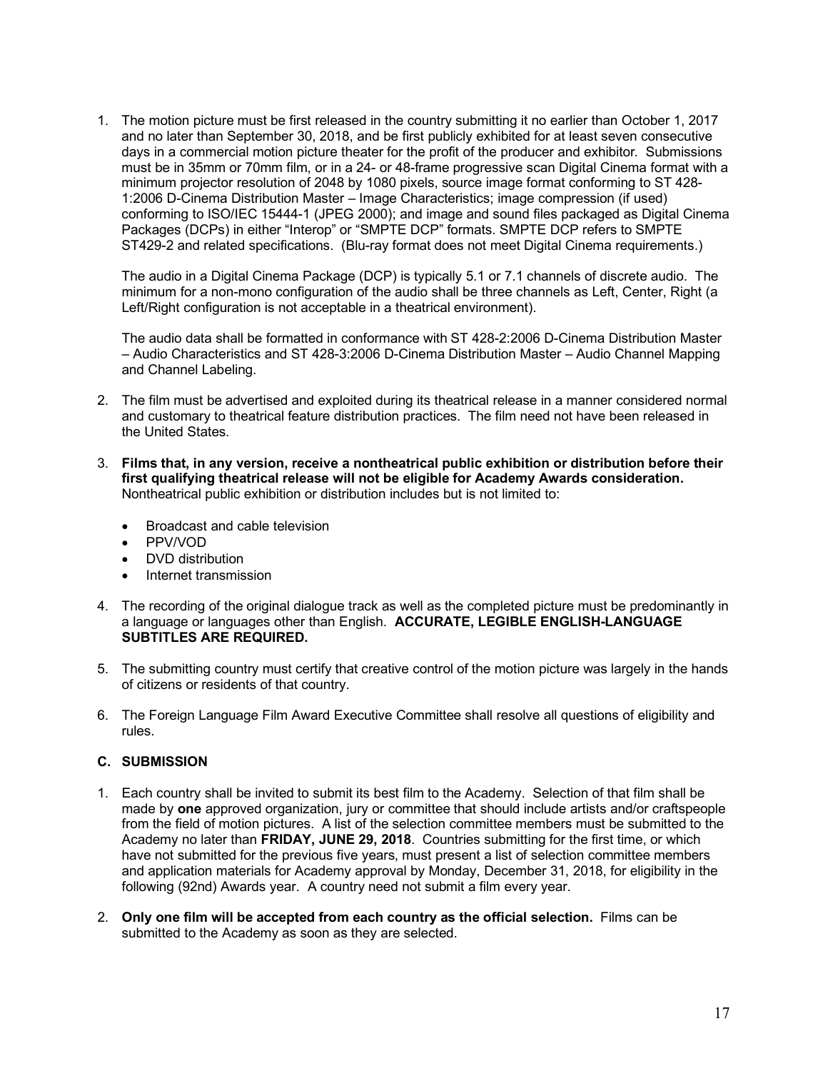1. The motion picture must be first released in the country submitting it no earlier than October 1, 2017 and no later than September 30, 2018, and be first publicly exhibited for at least seven consecutive days in a commercial motion picture theater for the profit of the producer and exhibitor. Submissions must be in 35mm or 70mm film, or in a 24- or 48-frame progressive scan Digital Cinema format with a minimum projector resolution of 2048 by 1080 pixels, source image format conforming to ST 428-1:2006 D-Cinema Distribution Master – Image Characteristics; image compression (if used) conforming to ISO/IEC 15444-1 (JPEG 2000); and image and sound files packaged as Digital Cinema Packages (DCPs) in either "Interop" or "SMPTE DCP" formats. SMPTE DCP refers to SMPTE ST429-2 and related specifications. (Blu-ray format does not meet Digital Cinema requirements.)

   The audio in a Digital Cinema Package (DCP) is typically 5.1 or 7.1 channels of discrete audio. The minimum for a non-mono configuration of the audio shall be three channels as Left, Center, Right (a Left/Right configuration is not acceptable in a theatrical environment).

   The audio data shall be formatted in conformance with ST 428-2:2006 D-Cinema Distribution Master – Audio Characteristics and ST 428-3:2006 D-Cinema Distribution Master – Audio Channel Mapping and Channel Labeling.

2. The film must be advertised and exploited during its theatrical release in a manner considered normal and customary to theatrical feature distribution practices. The film need not have been released in the United States.

3. **Films that, in any version, receive a nontheatrical public exhibition or distribution before their first qualifying theatrical release will not be eligible for Academy Awards consideration.** Nontheatrical public exhibition or distribution includes but is not limited to:

   - Broadcast and cable television
   - PPV/VOD
   - DVD distribution
   - Internet transmission

4. The recording of the original dialogue track as well as the completed picture must be predominantly in a language or languages other than English. **ACCURATE, LEGIBLE ENGLISH-LANGUAGE SUBTITLES ARE REQUIRED.**

5. The submitting country must certify that creative control of the motion picture was largely in the hands of citizens or residents of that country.

6. The Foreign Language Film Award Executive Committee shall resolve all questions of eligibility and rules.

### C. SUBMISSION

1. Each country shall be invited to submit its best film to the Academy. Selection of that film shall be made by **one** approved organization, jury or committee that should include artists and/or craftspeople from the field of motion pictures. A list of the selection committee members must be submitted to the Academy no later than **FRIDAY, JUNE 29, 2018**. Countries submitting for the first time, or which have not submitted for the previous five years, must present a list of selection committee members and application materials for Academy approval by Monday, December 31, 2018, for eligibility in the following (92nd) Awards year. A country need not submit a film every year.

2. **Only one film will be accepted from each country as the official selection.** Films can be submitted to the Academy as soon as they are selected.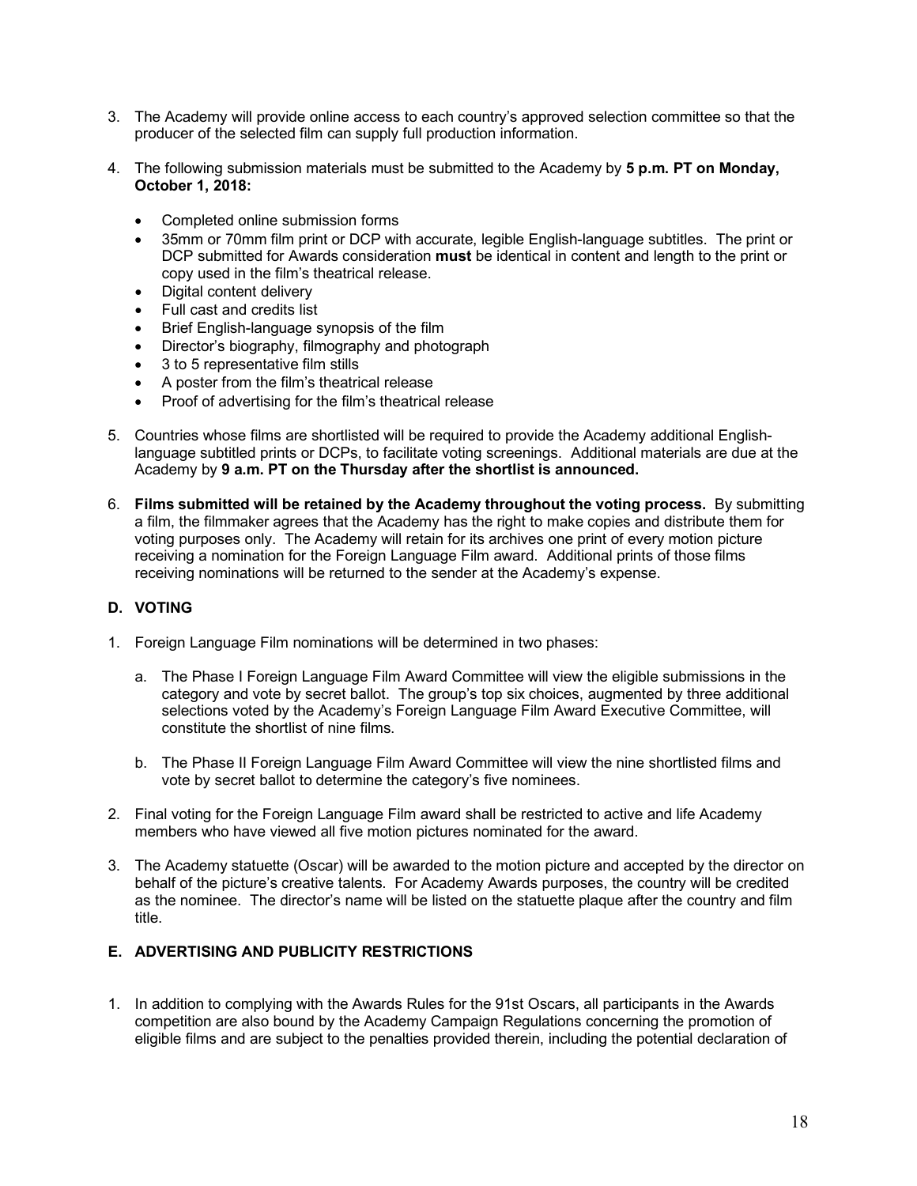3. The Academy will provide online access to each country's approved selection committee so that the producer of the selected film can supply full production information.

4. The following submission materials must be submitted to the Academy by **5 p.m. PT on Monday, October 1, 2018:**

   - Completed online submission forms
   - 35mm or 70mm film print or DCP with accurate, legible English-language subtitles. The print or DCP submitted for Awards consideration **must** be identical in content and length to the print or copy used in the film's theatrical release.
   - Digital content delivery
   - Full cast and credits list
   - Brief English-language synopsis of the film
   - Director's biography, filmography and photograph
   - 3 to 5 representative film stills
   - A poster from the film's theatrical release
   - Proof of advertising for the film's theatrical release

5. Countries whose films are shortlisted will be required to provide the Academy additional English-language subtitled prints or DCPs, to facilitate voting screenings. Additional materials are due at the Academy by **9 a.m. PT on the Thursday after the shortlist is announced.**

6. **Films submitted will be retained by the Academy throughout the voting process.** By submitting a film, the filmmaker agrees that the Academy has the right to make copies and distribute them for voting purposes only. The Academy will retain for its archives one print of every motion picture receiving a nomination for the Foreign Language Film award. Additional prints of those films receiving nominations will be returned to the sender at the Academy's expense.

### D. VOTING

1. Foreign Language Film nominations will be determined in two phases:

   a. The Phase I Foreign Language Film Award Committee will view the eligible submissions in the category and vote by secret ballot. The group's top six choices, augmented by three additional selections voted by the Academy's Foreign Language Film Award Executive Committee, will constitute the shortlist of nine films.

   b. The Phase II Foreign Language Film Award Committee will view the nine shortlisted films and vote by secret ballot to determine the category's five nominees.

2. Final voting for the Foreign Language Film award shall be restricted to active and life Academy members who have viewed all five motion pictures nominated for the award.

3. The Academy statuette (Oscar) will be awarded to the motion picture and accepted by the director on behalf of the picture's creative talents. For Academy Awards purposes, the country will be credited as the nominee. The director's name will be listed on the statuette plaque after the country and film title.

### E. ADVERTISING AND PUBLICITY RESTRICTIONS

1. In addition to complying with the Awards Rules for the 91st Oscars, all participants in the Awards competition are also bound by the Academy Campaign Regulations concerning the promotion of eligible films and are subject to the penalties provided therein, including the potential declaration of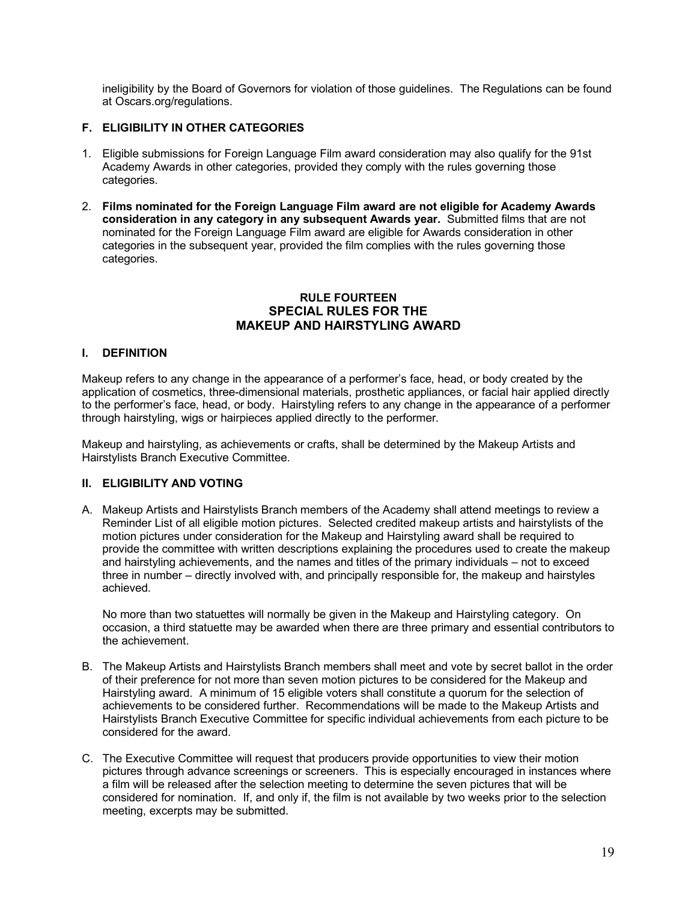ineligibility by the Board of Governors for violation of those guidelines. The Regulations can be found at Oscars.org/regulations.

### F. ELIGIBILITY IN OTHER CATEGORIES

1. Eligible submissions for Foreign Language Film award consideration may also qualify for the 91st Academy Awards in other categories, provided they comply with the rules governing those categories.
2. **Films nominated for the Foreign Language Film award are not eligible for Academy Awards consideration in any category in any subsequent Awards year.** Submitted films that are not nominated for the Foreign Language Film award are eligible for Awards consideration in other categories in the subsequent year, provided the film complies with the rules governing those categories.

## RULE FOURTEEN
## SPECIAL RULES FOR THE MAKEUP AND HAIRSTYLING AWARD

### I. DEFINITION

Makeup refers to any change in the appearance of a performer's face, head, or body created by the application of cosmetics, three-dimensional materials, prosthetic appliances, or facial hair applied directly to the performer's face, head, or body. Hairstyling refers to any change in the appearance of a performer through hairstyling, wigs or hairpieces applied directly to the performer.

Makeup and hairstyling, as achievements or crafts, shall be determined by the Makeup Artists and Hairstylists Branch Executive Committee.

### II. ELIGIBILITY AND VOTING

A. Makeup Artists and Hairstylists Branch members of the Academy shall attend meetings to review a Reminder List of all eligible motion pictures. Selected credited makeup artists and hairstylists of the motion pictures under consideration for the Makeup and Hairstyling award shall be required to provide the committee with written descriptions explaining the procedures used to create the makeup and hairstyling achievements, and the names and titles of the primary individuals – not to exceed three in number – directly involved with, and principally responsible for, the makeup and hairstyles achieved.

   No more than two statuettes will normally be given in the Makeup and Hairstyling category. On occasion, a third statuette may be awarded when there are three primary and essential contributors to the achievement.

B. The Makeup Artists and Hairstylists Branch members shall meet and vote by secret ballot in the order of their preference for not more than seven motion pictures to be considered for the Makeup and Hairstyling award. A minimum of 15 eligible voters shall constitute a quorum for the selection of achievements to be considered further. Recommendations will be made to the Makeup Artists and Hairstylists Branch Executive Committee for specific individual achievements from each picture to be considered for the award.

C. The Executive Committee will request that producers provide opportunities to view their motion pictures through advance screenings or screeners. This is especially encouraged in instances where a film will be released after the selection meeting to determine the seven pictures that will be considered for nomination. If, and only if, the film is not available by two weeks prior to the selection meeting, excerpts may be submitted.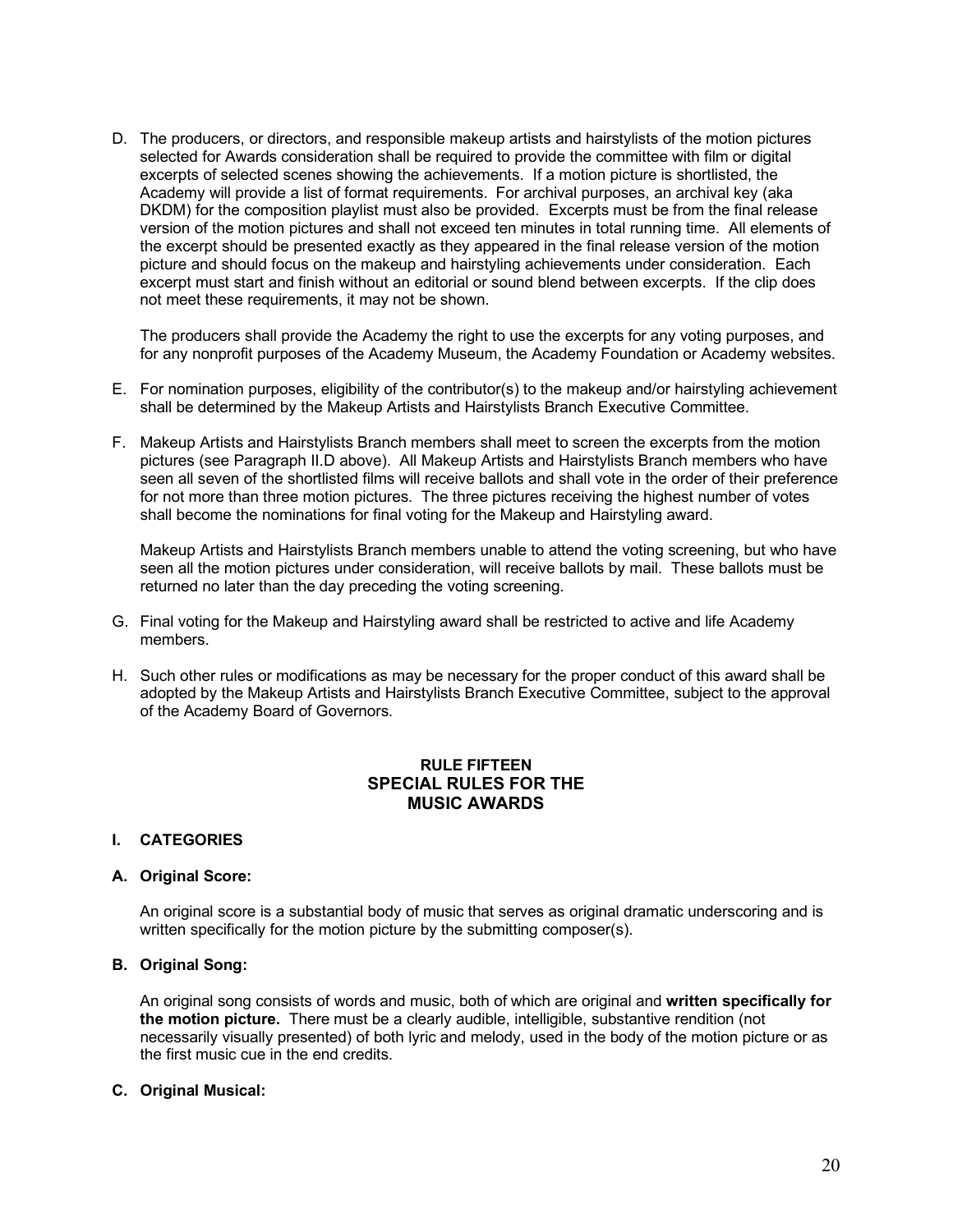D. The producers, or directors, and responsible makeup artists and hairstylists of the motion pictures selected for Awards consideration shall be required to provide the committee with film or digital excerpts of selected scenes showing the achievements. If a motion picture is shortlisted, the Academy will provide a list of format requirements. For archival purposes, an archival key (aka DKDM) for the composition playlist must also be provided. Excerpts must be from the final release version of the motion pictures and shall not exceed ten minutes in total running time. All elements of the excerpt should be presented exactly as they appeared in the final release version of the motion picture and should focus on the makeup and hairstyling achievements under consideration. Each excerpt must start and finish without an editorial or sound blend between excerpts. If the clip does not meet these requirements, it may not be shown.

   The producers shall provide the Academy the right to use the excerpts for any voting purposes, and for any nonprofit purposes of the Academy Museum, the Academy Foundation or Academy websites.

E. For nomination purposes, eligibility of the contributor(s) to the makeup and/or hairstyling achievement shall be determined by the Makeup Artists and Hairstylists Branch Executive Committee.

F. Makeup Artists and Hairstylists Branch members shall meet to screen the excerpts from the motion pictures (see Paragraph II.D above). All Makeup Artists and Hairstylists Branch members who have seen all seven of the shortlisted films will receive ballots and shall vote in the order of their preference for not more than three motion pictures. The three pictures receiving the highest number of votes shall become the nominations for final voting for the Makeup and Hairstyling award.

   Makeup Artists and Hairstylists Branch members unable to attend the voting screening, but who have seen all the motion pictures under consideration, will receive ballots by mail. These ballots must be returned no later than the day preceding the voting screening.

G. Final voting for the Makeup and Hairstyling award shall be restricted to active and life Academy members.

H. Such other rules or modifications as may be necessary for the proper conduct of this award shall be adopted by the Makeup Artists and Hairstylists Branch Executive Committee, subject to the approval of the Academy Board of Governors.

## RULE FIFTEEN
## SPECIAL RULES FOR THE MUSIC AWARDS

### I. CATEGORIES

#### A. Original Score:

An original score is a substantial body of music that serves as original dramatic underscoring and is written specifically for the motion picture by the submitting composer(s).

#### B. Original Song:

An original song consists of words and music, both of which are original and **written specifically for the motion picture.** There must be a clearly audible, intelligible, substantive rendition (not necessarily visually presented) of both lyric and melody, used in the body of the motion picture or as the first music cue in the end credits.

#### C. Original Musical: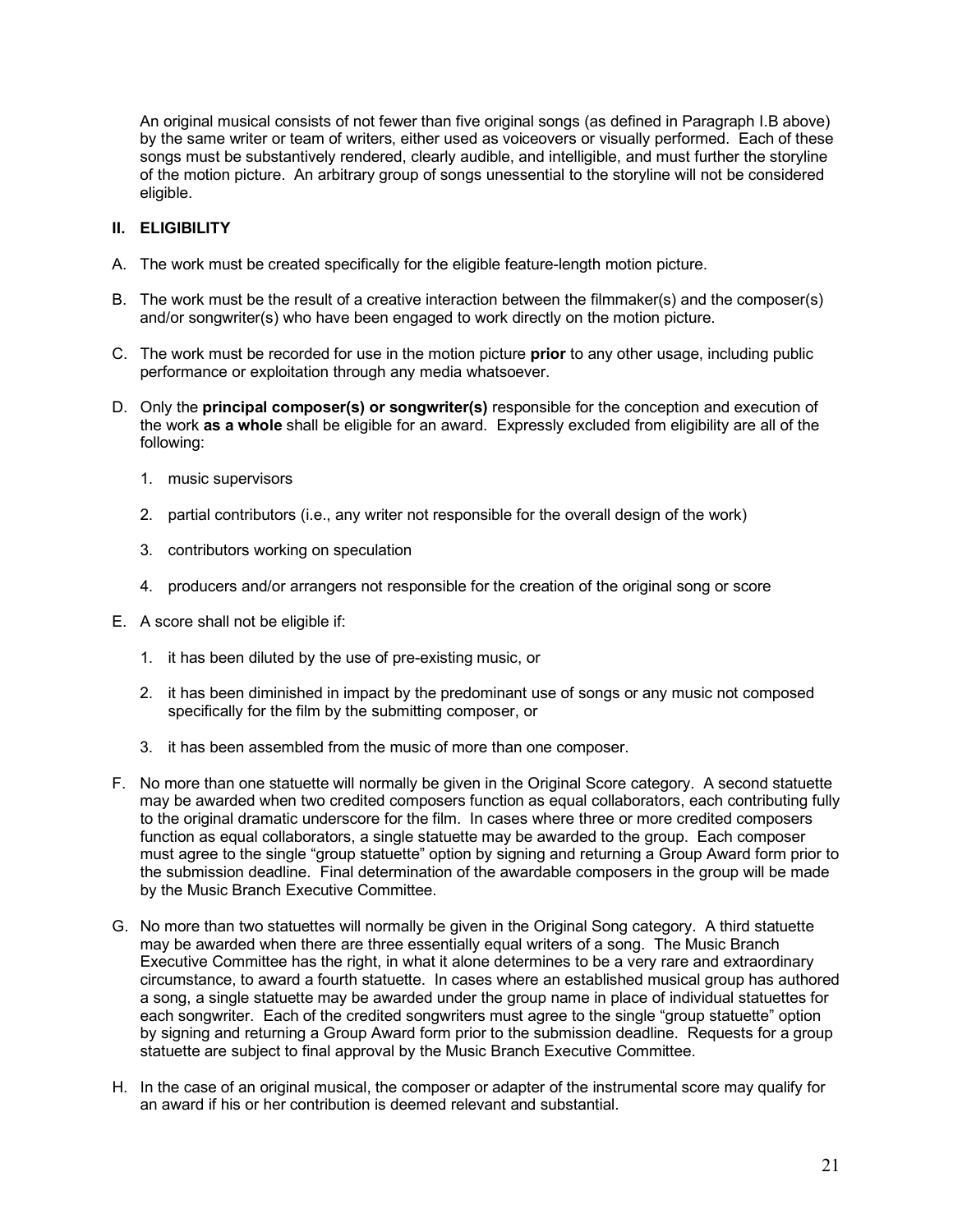An original musical consists of not fewer than five original songs (as defined in Paragraph I.B above) by the same writer or team of writers, either used as voiceovers or visually performed. Each of these songs must be substantively rendered, clearly audible, and intelligible, and must further the storyline of the motion picture. An arbitrary group of songs unessential to the storyline will not be considered eligible.

## II. ELIGIBILITY

A. The work must be created specifically for the eligible feature-length motion picture.

B. The work must be the result of a creative interaction between the filmmaker(s) and the composer(s) and/or songwriter(s) who have been engaged to work directly on the motion picture.

C. The work must be recorded for use in the motion picture **prior** to any other usage, including public performance or exploitation through any media whatsoever.

D. Only the **principal composer(s) or songwriter(s)** responsible for the conception and execution of the work **as a whole** shall be eligible for an award. Expressly excluded from eligibility are all of the following:

   1. music supervisors

   2. partial contributors (i.e., any writer not responsible for the overall design of the work)

   3. contributors working on speculation

   4. producers and/or arrangers not responsible for the creation of the original song or score

E. A score shall not be eligible if:

   1. it has been diluted by the use of pre-existing music, or

   2. it has been diminished in impact by the predominant use of songs or any music not composed specifically for the film by the submitting composer, or

   3. it has been assembled from the music of more than one composer.

F. No more than one statuette will normally be given in the Original Score category. A second statuette may be awarded when two credited composers function as equal collaborators, each contributing fully to the original dramatic underscore for the film. In cases where three or more credited composers function as equal collaborators, a single statuette may be awarded to the group. Each composer must agree to the single "group statuette" option by signing and returning a Group Award form prior to the submission deadline. Final determination of the awardable composers in the group will be made by the Music Branch Executive Committee.

G. No more than two statuettes will normally be given in the Original Song category. A third statuette may be awarded when there are three essentially equal writers of a song. The Music Branch Executive Committee has the right, in what it alone determines to be a very rare and extraordinary circumstance, to award a fourth statuette. In cases where an established musical group has authored a song, a single statuette may be awarded under the group name in place of individual statuettes for each songwriter. Each of the credited songwriters must agree to the single "group statuette" option by signing and returning a Group Award form prior to the submission deadline. Requests for a group statuette are subject to final approval by the Music Branch Executive Committee.

H. In the case of an original musical, the composer or adapter of the instrumental score may qualify for an award if his or her contribution is deemed relevant and substantial.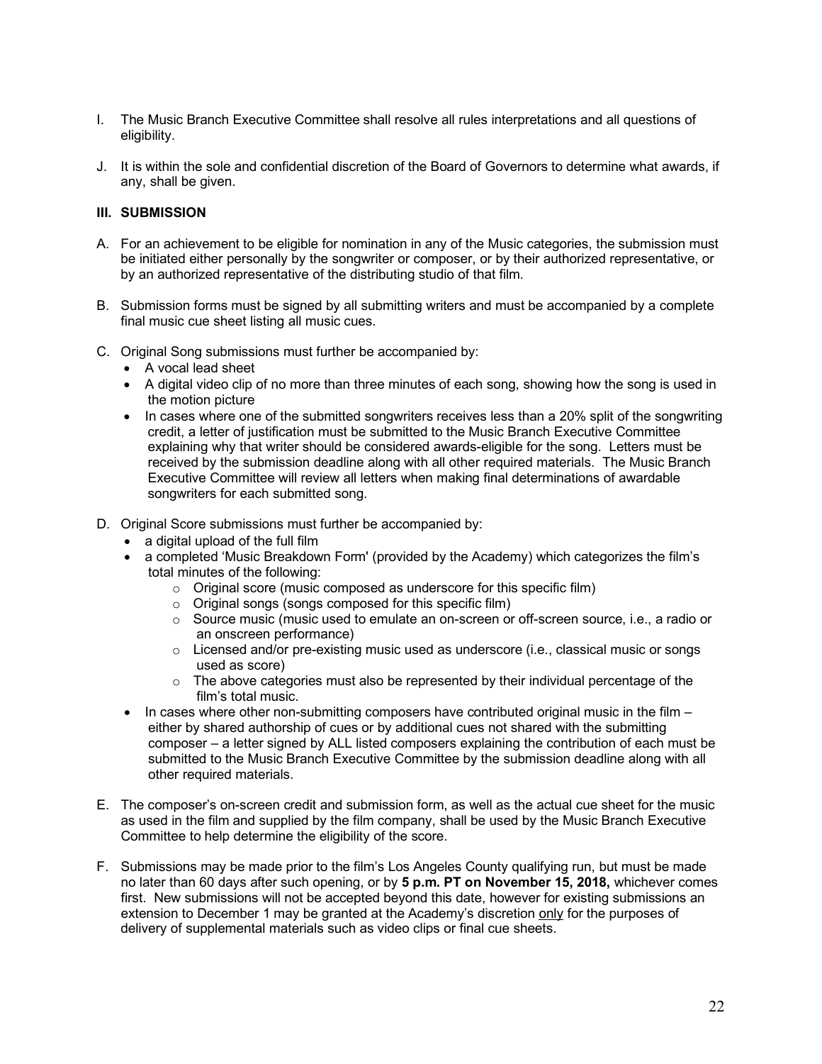I. The Music Branch Executive Committee shall resolve all rules interpretations and all questions of eligibility.

J. It is within the sole and confidential discretion of the Board of Governors to determine what awards, if any, shall be given.

### III. SUBMISSION

A. For an achievement to be eligible for nomination in any of the Music categories, the submission must be initiated either personally by the songwriter or composer, or by their authorized representative, or by an authorized representative of the distributing studio of that film.

B. Submission forms must be signed by all submitting writers and must be accompanied by a complete final music cue sheet listing all music cues.

C. Original Song submissions must further be accompanied by:

- A vocal lead sheet
- A digital video clip of no more than three minutes of each song, showing how the song is used in the motion picture
- In cases where one of the submitted songwriters receives less than a 20% split of the songwriting credit, a letter of justification must be submitted to the Music Branch Executive Committee explaining why that writer should be considered awards-eligible for the song. Letters must be received by the submission deadline along with all other required materials. The Music Branch Executive Committee will review all letters when making final determinations of awardable songwriters for each submitted song.

D. Original Score submissions must further be accompanied by:

- a digital upload of the full film
- a completed 'Music Breakdown Form' (provided by the Academy) which categorizes the film's total minutes of the following:
  - Original score (music composed as underscore for this specific film)
  - Original songs (songs composed for this specific film)
  - Source music (music used to emulate an on-screen or off-screen source, i.e., a radio or an onscreen performance)
  - Licensed and/or pre-existing music used as underscore (i.e., classical music or songs used as score)
  - The above categories must also be represented by their individual percentage of the film's total music.
- In cases where other non-submitting composers have contributed original music in the film – either by shared authorship of cues or by additional cues not shared with the submitting composer – a letter signed by ALL listed composers explaining the contribution of each must be submitted to the Music Branch Executive Committee by the submission deadline along with all other required materials.

E. The composer's on-screen credit and submission form, as well as the actual cue sheet for the music as used in the film and supplied by the film company, shall be used by the Music Branch Executive Committee to help determine the eligibility of the score.

F. Submissions may be made prior to the film's Los Angeles County qualifying run, but must be made no later than 60 days after such opening, or by **5 p.m. PT on November 15, 2018,** whichever comes first. New submissions will not be accepted beyond this date, however for existing submissions an extension to December 1 may be granted at the Academy's discretion only for the purposes of delivery of supplemental materials such as video clips or final cue sheets.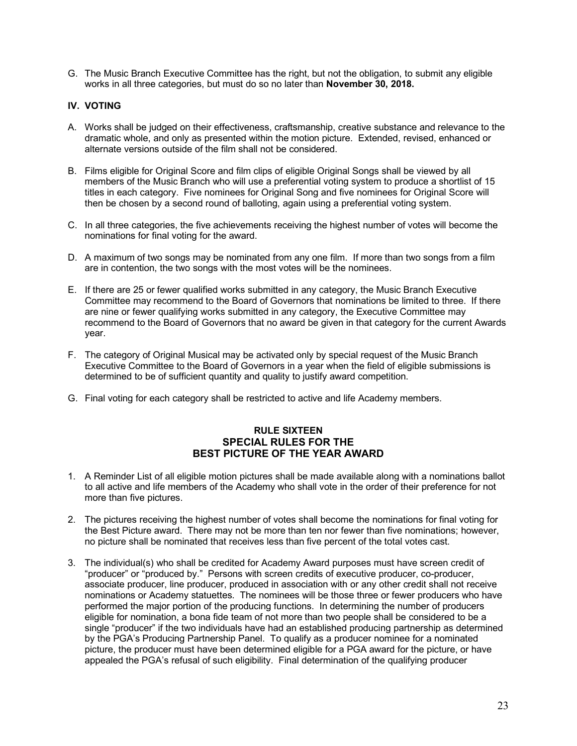G. The Music Branch Executive Committee has the right, but not the obligation, to submit any eligible works in all three categories, but must do so no later than **November 30, 2018.**

## IV. VOTING

A. Works shall be judged on their effectiveness, craftsmanship, creative substance and relevance to the dramatic whole, and only as presented within the motion picture. Extended, revised, enhanced or alternate versions outside of the film shall not be considered.

B. Films eligible for Original Score and film clips of eligible Original Songs shall be viewed by all members of the Music Branch who will use a preferential voting system to produce a shortlist of 15 titles in each category. Five nominees for Original Song and five nominees for Original Score will then be chosen by a second round of balloting, again using a preferential voting system.

C. In all three categories, the five achievements receiving the highest number of votes will become the nominations for final voting for the award.

D. A maximum of two songs may be nominated from any one film. If more than two songs from a film are in contention, the two songs with the most votes will be the nominees.

E. If there are 25 or fewer qualified works submitted in any category, the Music Branch Executive Committee may recommend to the Board of Governors that nominations be limited to three. If there are nine or fewer qualifying works submitted in any category, the Executive Committee may recommend to the Board of Governors that no award be given in that category for the current Awards year.

F. The category of Original Musical may be activated only by special request of the Music Branch Executive Committee to the Board of Governors in a year when the field of eligible submissions is determined to be of sufficient quantity and quality to justify award competition.

G. Final voting for each category shall be restricted to active and life Academy members.

## RULE SIXTEEN
## SPECIAL RULES FOR THE BEST PICTURE OF THE YEAR AWARD

1. A Reminder List of all eligible motion pictures shall be made available along with a nominations ballot to all active and life members of the Academy who shall vote in the order of their preference for not more than five pictures.

2. The pictures receiving the highest number of votes shall become the nominations for final voting for the Best Picture award. There may not be more than ten nor fewer than five nominations; however, no picture shall be nominated that receives less than five percent of the total votes cast.

3. The individual(s) who shall be credited for Academy Award purposes must have screen credit of "producer" or "produced by." Persons with screen credits of executive producer, co-producer, associate producer, line producer, produced in association with or any other credit shall not receive nominations or Academy statuettes. The nominees will be those three or fewer producers who have performed the major portion of the producing functions. In determining the number of producers eligible for nomination, a bona fide team of not more than two people shall be considered to be a single "producer" if the two individuals have had an established producing partnership as determined by the PGA's Producing Partnership Panel. To qualify as a producer nominee for a nominated picture, the producer must have been determined eligible for a PGA award for the picture, or have appealed the PGA's refusal of such eligibility. Final determination of the qualifying producer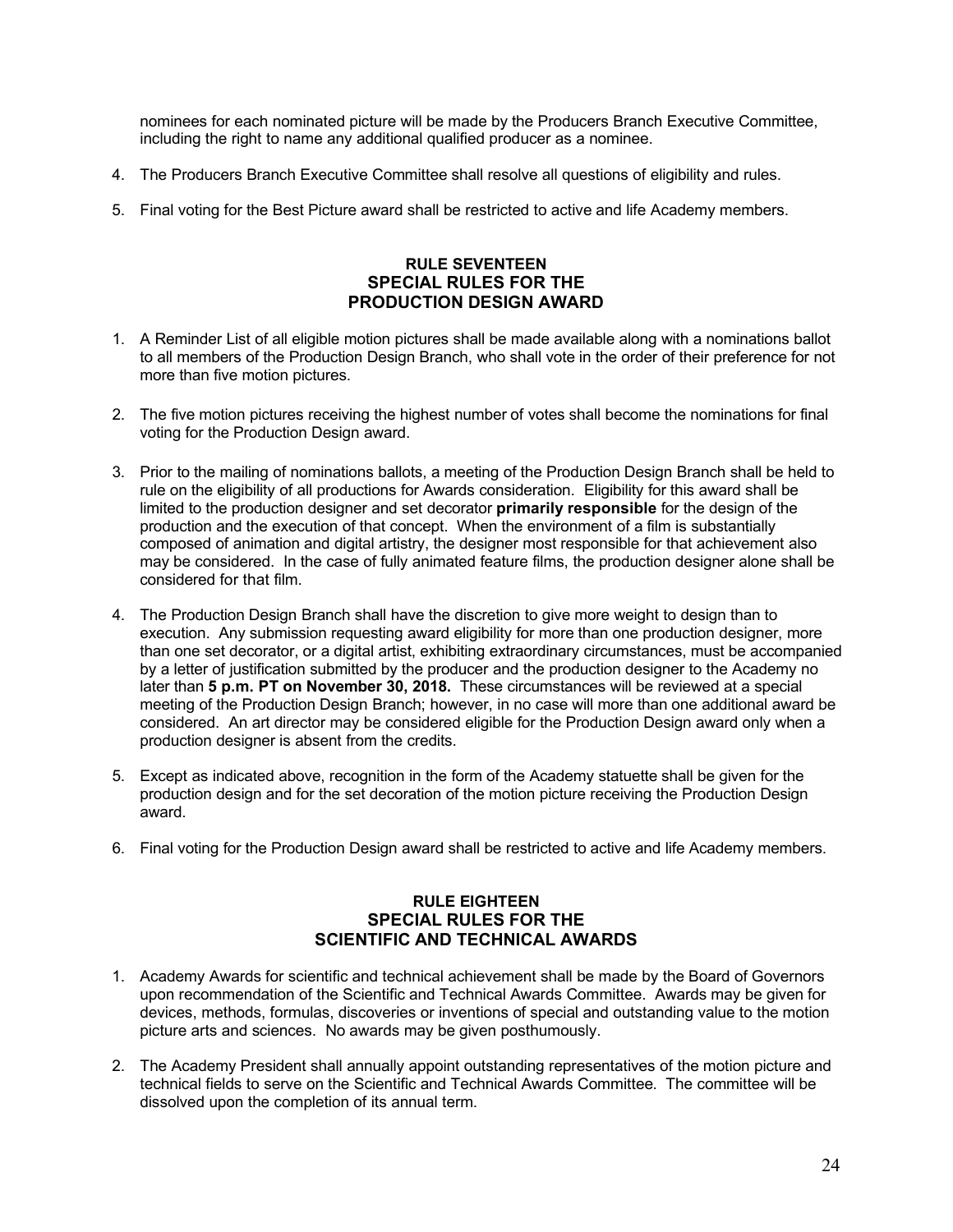nominees for each nominated picture will be made by the Producers Branch Executive Committee, including the right to name any additional qualified producer as a nominee.

4. The Producers Branch Executive Committee shall resolve all questions of eligibility and rules.

5. Final voting for the Best Picture award shall be restricted to active and life Academy members.

## RULE SEVENTEEN
## SPECIAL RULES FOR THE PRODUCTION DESIGN AWARD

1. A Reminder List of all eligible motion pictures shall be made available along with a nominations ballot to all members of the Production Design Branch, who shall vote in the order of their preference for not more than five motion pictures.

2. The five motion pictures receiving the highest number of votes shall become the nominations for final voting for the Production Design award.

3. Prior to the mailing of nominations ballots, a meeting of the Production Design Branch shall be held to rule on the eligibility of all productions for Awards consideration. Eligibility for this award shall be limited to the production designer and set decorator **primarily responsible** for the design of the production and the execution of that concept. When the environment of a film is substantially composed of animation and digital artistry, the designer most responsible for that achievement also may be considered. In the case of fully animated feature films, the production designer alone shall be considered for that film.

4. The Production Design Branch shall have the discretion to give more weight to design than to execution. Any submission requesting award eligibility for more than one production designer, more than one set decorator, or a digital artist, exhibiting extraordinary circumstances, must be accompanied by a letter of justification submitted by the producer and the production designer to the Academy no later than **5 p.m. PT on November 30, 2018.** These circumstances will be reviewed at a special meeting of the Production Design Branch; however, in no case will more than one additional award be considered. An art director may be considered eligible for the Production Design award only when a production designer is absent from the credits.

5. Except as indicated above, recognition in the form of the Academy statuette shall be given for the production design and for the set decoration of the motion picture receiving the Production Design award.

6. Final voting for the Production Design award shall be restricted to active and life Academy members.

## RULE EIGHTEEN
## SPECIAL RULES FOR THE SCIENTIFIC AND TECHNICAL AWARDS

1. Academy Awards for scientific and technical achievement shall be made by the Board of Governors upon recommendation of the Scientific and Technical Awards Committee. Awards may be given for devices, methods, formulas, discoveries or inventions of special and outstanding value to the motion picture arts and sciences. No awards may be given posthumously.

2. The Academy President shall annually appoint outstanding representatives of the motion picture and technical fields to serve on the Scientific and Technical Awards Committee. The committee will be dissolved upon the completion of its annual term.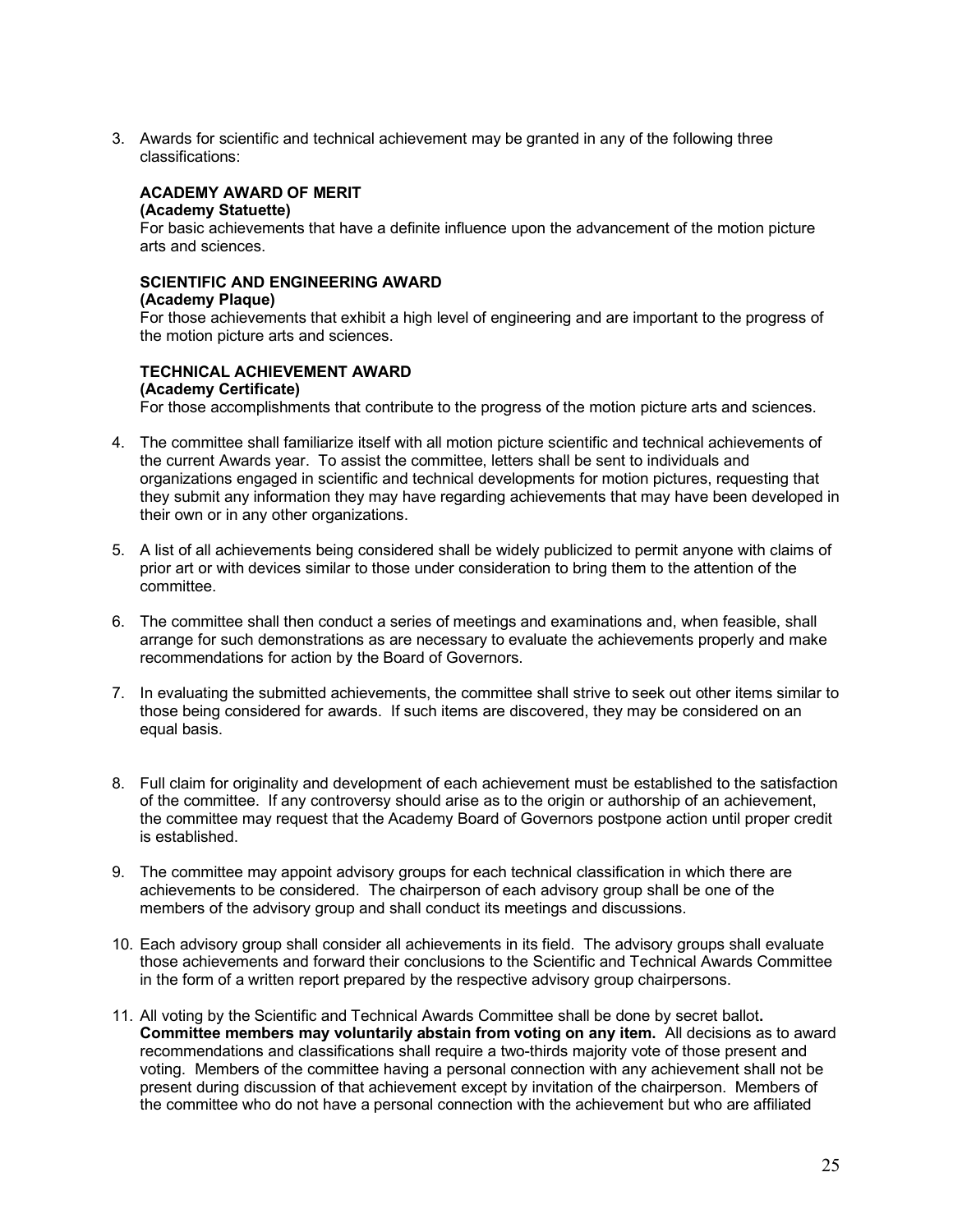3. Awards for scientific and technical achievement may be granted in any of the following three classifications:

   **ACADEMY AWARD OF MERIT**
   **(Academy Statuette)**
   For basic achievements that have a definite influence upon the advancement of the motion picture arts and sciences.

   **SCIENTIFIC AND ENGINEERING AWARD**
   **(Academy Plaque)**
   For those achievements that exhibit a high level of engineering and are important to the progress of the motion picture arts and sciences.

   **TECHNICAL ACHIEVEMENT AWARD**
   **(Academy Certificate)**
   For those accomplishments that contribute to the progress of the motion picture arts and sciences.

4. The committee shall familiarize itself with all motion picture scientific and technical achievements of the current Awards year. To assist the committee, letters shall be sent to individuals and organizations engaged in scientific and technical developments for motion pictures, requesting that they submit any information they may have regarding achievements that may have been developed in their own or in any other organizations.

5. A list of all achievements being considered shall be widely publicized to permit anyone with claims of prior art or with devices similar to those under consideration to bring them to the attention of the committee.

6. The committee shall then conduct a series of meetings and examinations and, when feasible, shall arrange for such demonstrations as are necessary to evaluate the achievements properly and make recommendations for action by the Board of Governors.

7. In evaluating the submitted achievements, the committee shall strive to seek out other items similar to those being considered for awards. If such items are discovered, they may be considered on an equal basis.

8. Full claim for originality and development of each achievement must be established to the satisfaction of the committee. If any controversy should arise as to the origin or authorship of an achievement, the committee may request that the Academy Board of Governors postpone action until proper credit is established.

9. The committee may appoint advisory groups for each technical classification in which there are achievements to be considered. The chairperson of each advisory group shall be one of the members of the advisory group and shall conduct its meetings and discussions.

10. Each advisory group shall consider all achievements in its field. The advisory groups shall evaluate those achievements and forward their conclusions to the Scientific and Technical Awards Committee in the form of a written report prepared by the respective advisory group chairpersons.

11. All voting by the Scientific and Technical Awards Committee shall be done by secret ballot**.** **Committee members may voluntarily abstain from voting on any item.** All decisions as to award recommendations and classifications shall require a two-thirds majority vote of those present and voting. Members of the committee having a personal connection with any achievement shall not be present during discussion of that achievement except by invitation of the chairperson. Members of the committee who do not have a personal connection with the achievement but who are affiliated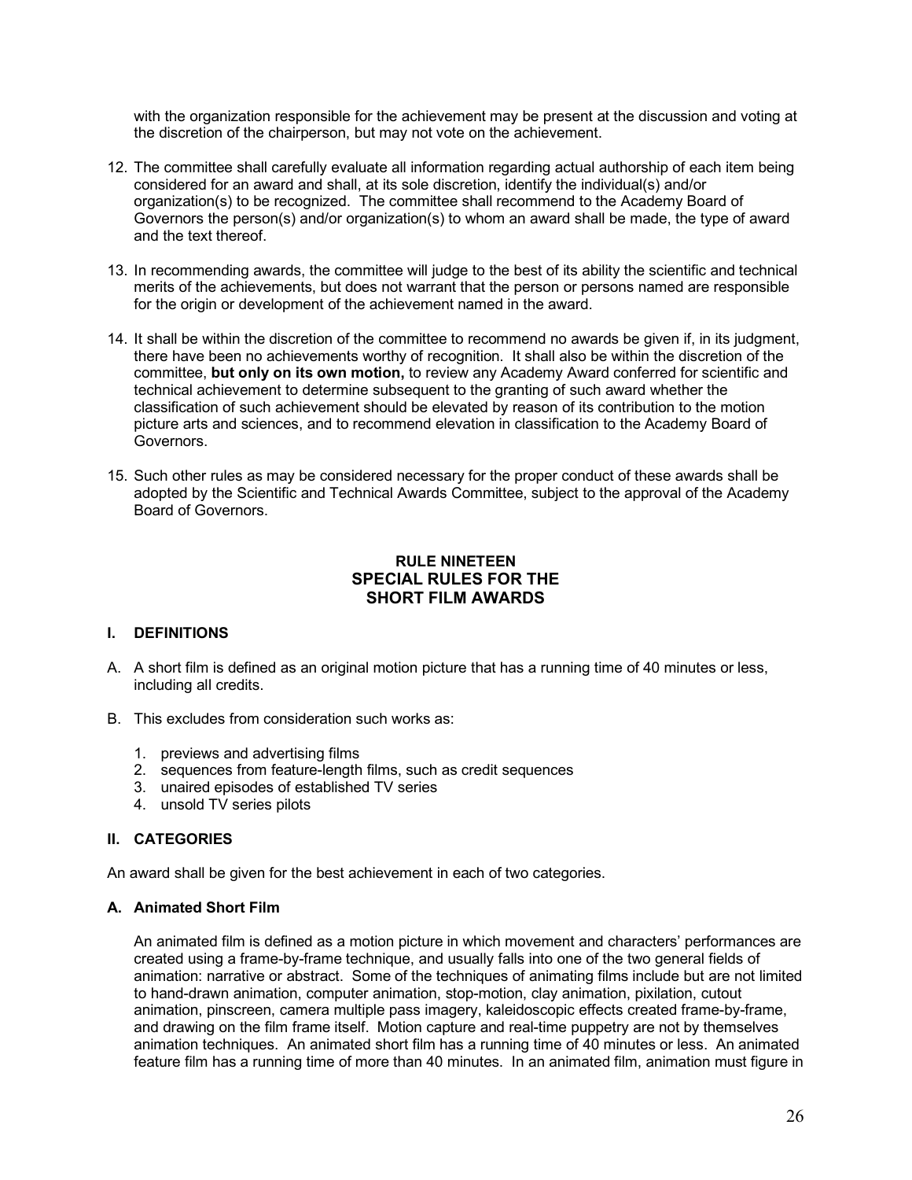with the organization responsible for the achievement may be present at the discussion and voting at the discretion of the chairperson, but may not vote on the achievement.

12. The committee shall carefully evaluate all information regarding actual authorship of each item being considered for an award and shall, at its sole discretion, identify the individual(s) and/or organization(s) to be recognized. The committee shall recommend to the Academy Board of Governors the person(s) and/or organization(s) to whom an award shall be made, the type of award and the text thereof.

13. In recommending awards, the committee will judge to the best of its ability the scientific and technical merits of the achievements, but does not warrant that the person or persons named are responsible for the origin or development of the achievement named in the award.

14. It shall be within the discretion of the committee to recommend no awards be given if, in its judgment, there have been no achievements worthy of recognition. It shall also be within the discretion of the committee, **but only on its own motion,** to review any Academy Award conferred for scientific and technical achievement to determine subsequent to the granting of such award whether the classification of such achievement should be elevated by reason of its contribution to the motion picture arts and sciences, and to recommend elevation in classification to the Academy Board of Governors.

15. Such other rules as may be considered necessary for the proper conduct of these awards shall be adopted by the Scientific and Technical Awards Committee, subject to the approval of the Academy Board of Governors.

## RULE NINETEEN
## SPECIAL RULES FOR THE SHORT FILM AWARDS

### I. DEFINITIONS

A. A short film is defined as an original motion picture that has a running time of 40 minutes or less, including all credits.

B. This excludes from consideration such works as:

   1. previews and advertising films
   2. sequences from feature-length films, such as credit sequences
   3. unaired episodes of established TV series
   4. unsold TV series pilots

### II. CATEGORIES

An award shall be given for the best achievement in each of two categories.

#### A. Animated Short Film

An animated film is defined as a motion picture in which movement and characters' performances are created using a frame-by-frame technique, and usually falls into one of the two general fields of animation: narrative or abstract. Some of the techniques of animating films include but are not limited to hand-drawn animation, computer animation, stop-motion, clay animation, pixilation, cutout animation, pinscreen, camera multiple pass imagery, kaleidoscopic effects created frame-by-frame, and drawing on the film frame itself. Motion capture and real-time puppetry are not by themselves animation techniques. An animated short film has a running time of 40 minutes or less. An animated feature film has a running time of more than 40 minutes. In an animated film, animation must figure in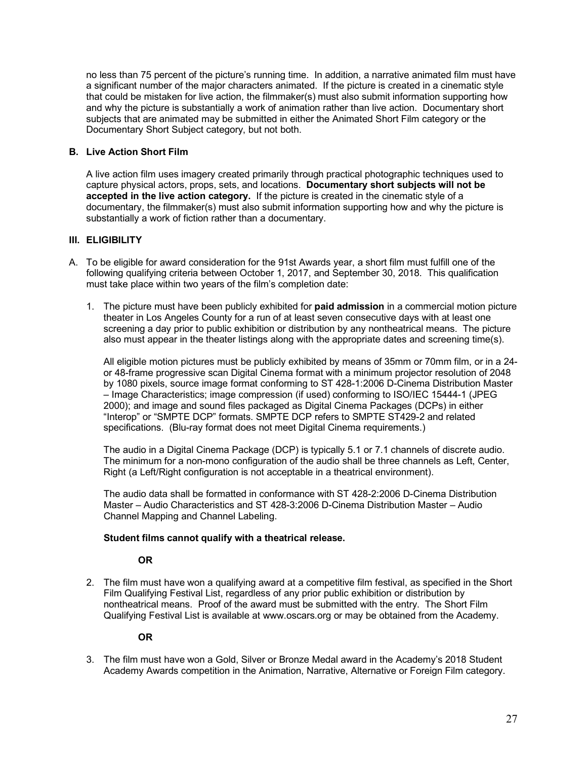no less than 75 percent of the picture's running time. In addition, a narrative animated film must have a significant number of the major characters animated. If the picture is created in a cinematic style that could be mistaken for live action, the filmmaker(s) must also submit information supporting how and why the picture is substantially a work of animation rather than live action. Documentary short subjects that are animated may be submitted in either the Animated Short Film category or the Documentary Short Subject category, but not both.

### B. Live Action Short Film

A live action film uses imagery created primarily through practical photographic techniques used to capture physical actors, props, sets, and locations. **Documentary short subjects will not be accepted in the live action category.** If the picture is created in the cinematic style of a documentary, the filmmaker(s) must also submit information supporting how and why the picture is substantially a work of fiction rather than a documentary.

## III. ELIGIBILITY

A. To be eligible for award consideration for the 91st Awards year, a short film must fulfill one of the following qualifying criteria between October 1, 2017, and September 30, 2018. This qualification must take place within two years of the film's completion date:

1. The picture must have been publicly exhibited for **paid admission** in a commercial motion picture theater in Los Angeles County for a run of at least seven consecutive days with at least one screening a day prior to public exhibition or distribution by any nontheatrical means. The picture also must appear in the theater listings along with the appropriate dates and screening time(s).

   All eligible motion pictures must be publicly exhibited by means of 35mm or 70mm film, or in a 24- or 48-frame progressive scan Digital Cinema format with a minimum projector resolution of 2048 by 1080 pixels, source image format conforming to ST 428-1:2006 D-Cinema Distribution Master – Image Characteristics; image compression (if used) conforming to ISO/IEC 15444-1 (JPEG 2000); and image and sound files packaged as Digital Cinema Packages (DCPs) in either "Interop" or "SMPTE DCP" formats. SMPTE DCP refers to SMPTE ST429-2 and related specifications. (Blu-ray format does not meet Digital Cinema requirements.)

   The audio in a Digital Cinema Package (DCP) is typically 5.1 or 7.1 channels of discrete audio. The minimum for a non-mono configuration of the audio shall be three channels as Left, Center, Right (a Left/Right configuration is not acceptable in a theatrical environment).

   The audio data shall be formatted in conformance with ST 428-2:2006 D-Cinema Distribution Master – Audio Characteristics and ST 428-3:2006 D-Cinema Distribution Master – Audio Channel Mapping and Channel Labeling.

   **Student films cannot qualify with a theatrical release.**

   **OR**

2. The film must have won a qualifying award at a competitive film festival, as specified in the Short Film Qualifying Festival List, regardless of any prior public exhibition or distribution by nontheatrical means. Proof of the award must be submitted with the entry. The Short Film Qualifying Festival List is available at www.oscars.org or may be obtained from the Academy.

   **OR**

3. The film must have won a Gold, Silver or Bronze Medal award in the Academy's 2018 Student Academy Awards competition in the Animation, Narrative, Alternative or Foreign Film category.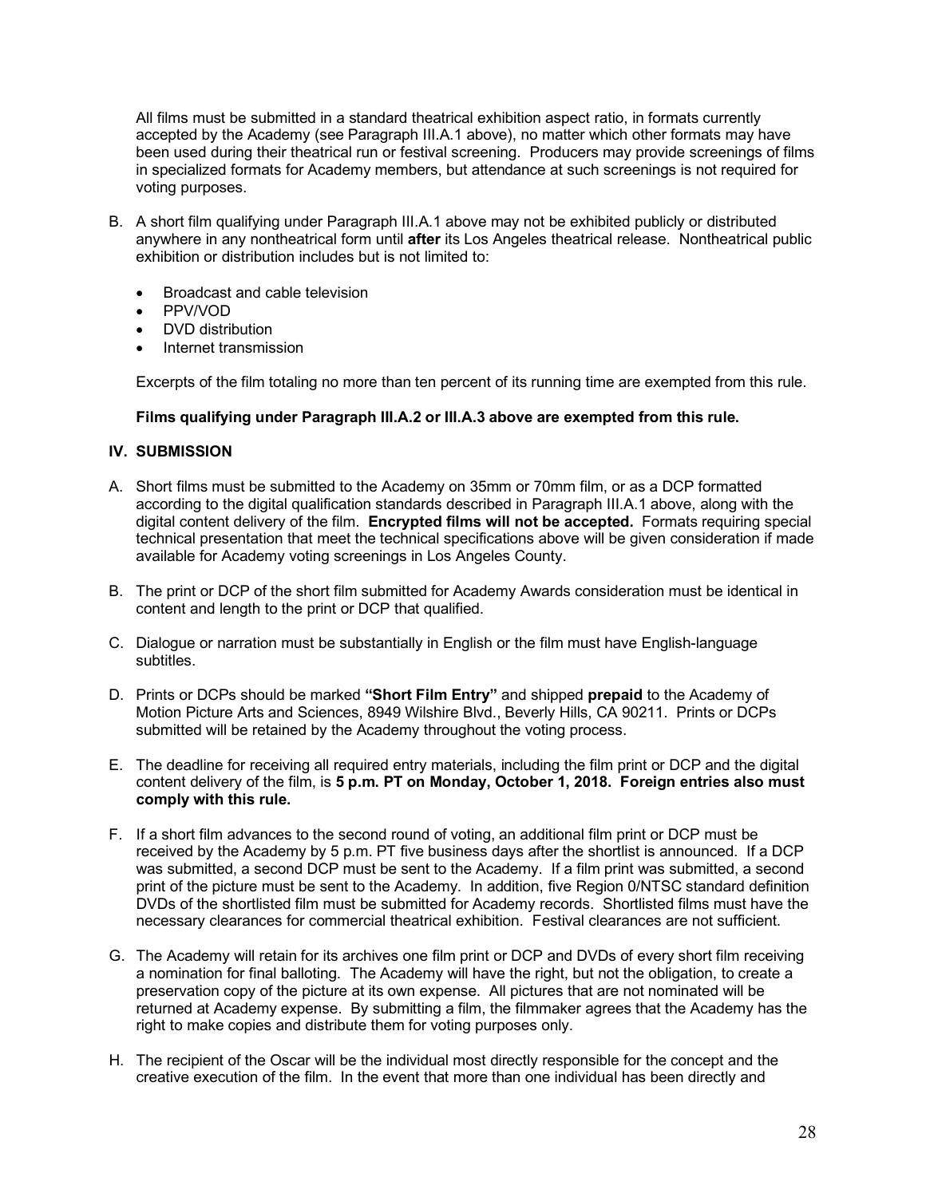All films must be submitted in a standard theatrical exhibition aspect ratio, in formats currently accepted by the Academy (see Paragraph III.A.1 above), no matter which other formats may have been used during their theatrical run or festival screening. Producers may provide screenings of films in specialized formats for Academy members, but attendance at such screenings is not required for voting purposes.

B. A short film qualifying under Paragraph III.A.1 above may not be exhibited publicly or distributed anywhere in any nontheatrical form until **after** its Los Angeles theatrical release. Nontheatrical public exhibition or distribution includes but is not limited to:

- Broadcast and cable television
- PPV/VOD
- DVD distribution
- Internet transmission

Excerpts of the film totaling no more than ten percent of its running time are exempted from this rule.

**Films qualifying under Paragraph III.A.2 or III.A.3 above are exempted from this rule.**

## IV. SUBMISSION

A. Short films must be submitted to the Academy on 35mm or 70mm film, or as a DCP formatted according to the digital qualification standards described in Paragraph III.A.1 above, along with the digital content delivery of the film. **Encrypted films will not be accepted.** Formats requiring special technical presentation that meet the technical specifications above will be given consideration if made available for Academy voting screenings in Los Angeles County.

B. The print or DCP of the short film submitted for Academy Awards consideration must be identical in content and length to the print or DCP that qualified.

C. Dialogue or narration must be substantially in English or the film must have English-language subtitles.

D. Prints or DCPs should be marked **"Short Film Entry"** and shipped **prepaid** to the Academy of Motion Picture Arts and Sciences, 8949 Wilshire Blvd., Beverly Hills, CA 90211. Prints or DCPs submitted will be retained by the Academy throughout the voting process.

E. The deadline for receiving all required entry materials, including the film print or DCP and the digital content delivery of the film, is **5 p.m. PT on Monday, October 1, 2018. Foreign entries also must comply with this rule.**

F. If a short film advances to the second round of voting, an additional film print or DCP must be received by the Academy by 5 p.m. PT five business days after the shortlist is announced. If a DCP was submitted, a second DCP must be sent to the Academy. If a film print was submitted, a second print of the picture must be sent to the Academy. In addition, five Region 0/NTSC standard definition DVDs of the shortlisted film must be submitted for Academy records. Shortlisted films must have the necessary clearances for commercial theatrical exhibition. Festival clearances are not sufficient.

G. The Academy will retain for its archives one film print or DCP and DVDs of every short film receiving a nomination for final balloting. The Academy will have the right, but not the obligation, to create a preservation copy of the picture at its own expense. All pictures that are not nominated will be returned at Academy expense. By submitting a film, the filmmaker agrees that the Academy has the right to make copies and distribute them for voting purposes only.

H. The recipient of the Oscar will be the individual most directly responsible for the concept and the creative execution of the film. In the event that more than one individual has been directly and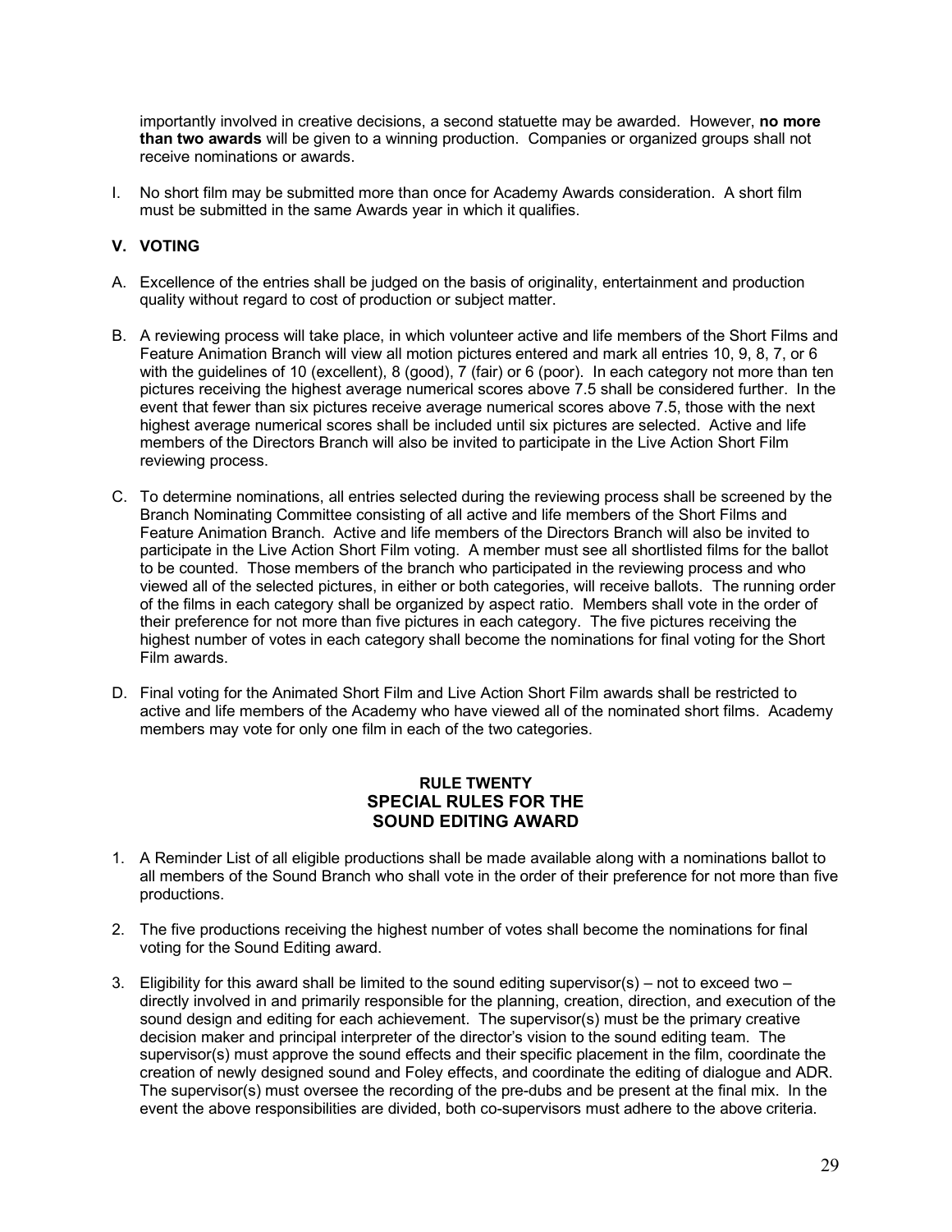importantly involved in creative decisions, a second statuette may be awarded. However, **no more than two awards** will be given to a winning production. Companies or organized groups shall not receive nominations or awards.

I. No short film may be submitted more than once for Academy Awards consideration. A short film must be submitted in the same Awards year in which it qualifies.

## V. VOTING

A. Excellence of the entries shall be judged on the basis of originality, entertainment and production quality without regard to cost of production or subject matter.

B. A reviewing process will take place, in which volunteer active and life members of the Short Films and Feature Animation Branch will view all motion pictures entered and mark all entries 10, 9, 8, 7, or 6 with the guidelines of 10 (excellent), 8 (good), 7 (fair) or 6 (poor). In each category not more than ten pictures receiving the highest average numerical scores above 7.5 shall be considered further. In the event that fewer than six pictures receive average numerical scores above 7.5, those with the next highest average numerical scores shall be included until six pictures are selected. Active and life members of the Directors Branch will also be invited to participate in the Live Action Short Film reviewing process.

C. To determine nominations, all entries selected during the reviewing process shall be screened by the Branch Nominating Committee consisting of all active and life members of the Short Films and Feature Animation Branch. Active and life members of the Directors Branch will also be invited to participate in the Live Action Short Film voting. A member must see all shortlisted films for the ballot to be counted. Those members of the branch who participated in the reviewing process and who viewed all of the selected pictures, in either or both categories, will receive ballots. The running order of the films in each category shall be organized by aspect ratio. Members shall vote in the order of their preference for not more than five pictures in each category. The five pictures receiving the highest number of votes in each category shall become the nominations for final voting for the Short Film awards.

D. Final voting for the Animated Short Film and Live Action Short Film awards shall be restricted to active and life members of the Academy who have viewed all of the nominated short films. Academy members may vote for only one film in each of the two categories.

## RULE TWENTY
## SPECIAL RULES FOR THE SOUND EDITING AWARD

1. A Reminder List of all eligible productions shall be made available along with a nominations ballot to all members of the Sound Branch who shall vote in the order of their preference for not more than five productions.

2. The five productions receiving the highest number of votes shall become the nominations for final voting for the Sound Editing award.

3. Eligibility for this award shall be limited to the sound editing supervisor(s) – not to exceed two – directly involved in and primarily responsible for the planning, creation, direction, and execution of the sound design and editing for each achievement. The supervisor(s) must be the primary creative decision maker and principal interpreter of the director's vision to the sound editing team. The supervisor(s) must approve the sound effects and their specific placement in the film, coordinate the creation of newly designed sound and Foley effects, and coordinate the editing of dialogue and ADR. The supervisor(s) must oversee the recording of the pre-dubs and be present at the final mix. In the event the above responsibilities are divided, both co-supervisors must adhere to the above criteria.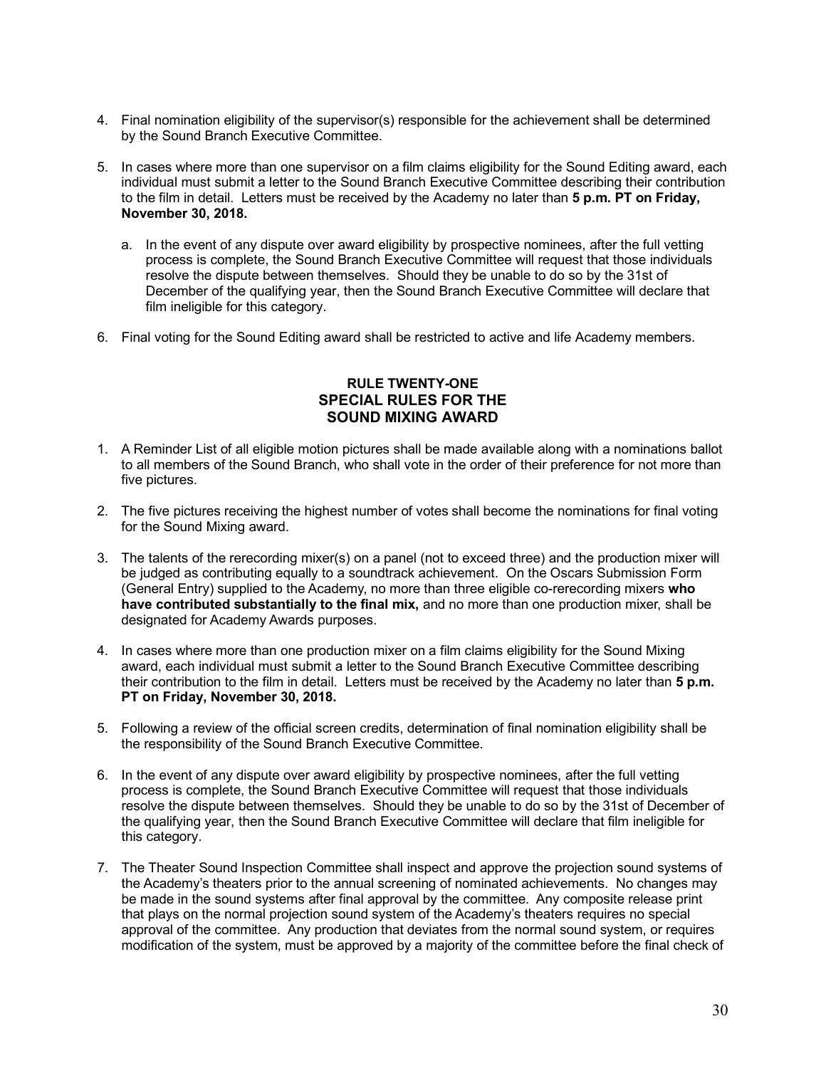4. Final nomination eligibility of the supervisor(s) responsible for the achievement shall be determined by the Sound Branch Executive Committee.

5. In cases where more than one supervisor on a film claims eligibility for the Sound Editing award, each individual must submit a letter to the Sound Branch Executive Committee describing their contribution to the film in detail. Letters must be received by the Academy no later than **5 p.m. PT on Friday, November 30, 2018.**

   a. In the event of any dispute over award eligibility by prospective nominees, after the full vetting process is complete, the Sound Branch Executive Committee will request that those individuals resolve the dispute between themselves. Should they be unable to do so by the 31st of December of the qualifying year, then the Sound Branch Executive Committee will declare that film ineligible for this category.

6. Final voting for the Sound Editing award shall be restricted to active and life Academy members.

## RULE TWENTY-ONE
## SPECIAL RULES FOR THE SOUND MIXING AWARD

1. A Reminder List of all eligible motion pictures shall be made available along with a nominations ballot to all members of the Sound Branch, who shall vote in the order of their preference for not more than five pictures.

2. The five pictures receiving the highest number of votes shall become the nominations for final voting for the Sound Mixing award.

3. The talents of the rerecording mixer(s) on a panel (not to exceed three) and the production mixer will be judged as contributing equally to a soundtrack achievement. On the Oscars Submission Form (General Entry) supplied to the Academy, no more than three eligible co-rerecording mixers **who have contributed substantially to the final mix,** and no more than one production mixer, shall be designated for Academy Awards purposes.

4. In cases where more than one production mixer on a film claims eligibility for the Sound Mixing award, each individual must submit a letter to the Sound Branch Executive Committee describing their contribution to the film in detail. Letters must be received by the Academy no later than **5 p.m. PT on Friday, November 30, 2018.**

5. Following a review of the official screen credits, determination of final nomination eligibility shall be the responsibility of the Sound Branch Executive Committee.

6. In the event of any dispute over award eligibility by prospective nominees, after the full vetting process is complete, the Sound Branch Executive Committee will request that those individuals resolve the dispute between themselves. Should they be unable to do so by the 31st of December of the qualifying year, then the Sound Branch Executive Committee will declare that film ineligible for this category.

7. The Theater Sound Inspection Committee shall inspect and approve the projection sound systems of the Academy's theaters prior to the annual screening of nominated achievements. No changes may be made in the sound systems after final approval by the committee. Any composite release print that plays on the normal projection sound system of the Academy's theaters requires no special approval of the committee. Any production that deviates from the normal sound system, or requires modification of the system, must be approved by a majority of the committee before the final check of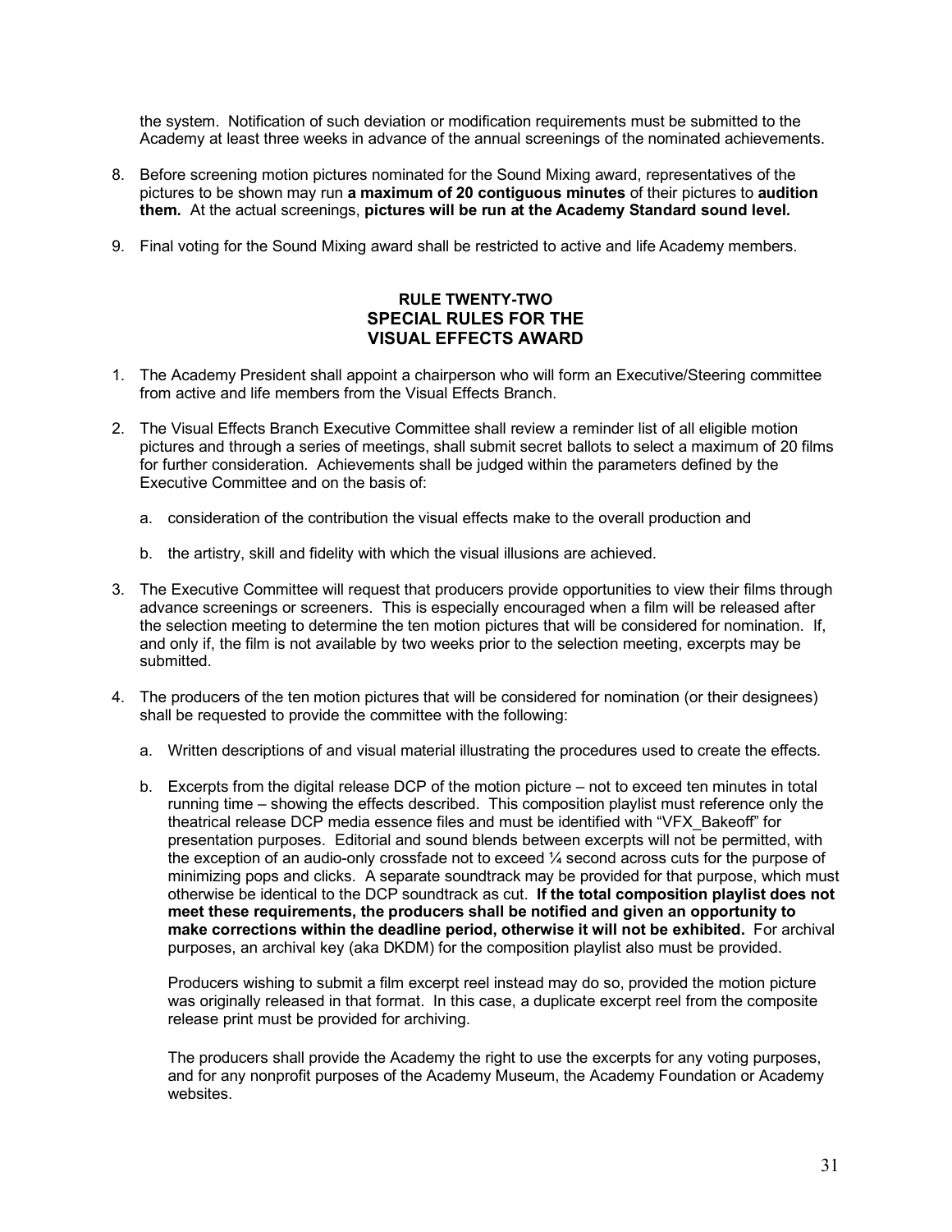the system. Notification of such deviation or modification requirements must be submitted to the Academy at least three weeks in advance of the annual screenings of the nominated achievements.

8. Before screening motion pictures nominated for the Sound Mixing award, representatives of the pictures to be shown may run **a maximum of 20 contiguous minutes** of their pictures to **audition them.** At the actual screenings, **pictures will be run at the Academy Standard sound level.**

9. Final voting for the Sound Mixing award shall be restricted to active and life Academy members.

## RULE TWENTY-TWO
## SPECIAL RULES FOR THE VISUAL EFFECTS AWARD

1. The Academy President shall appoint a chairperson who will form an Executive/Steering committee from active and life members from the Visual Effects Branch.

2. The Visual Effects Branch Executive Committee shall review a reminder list of all eligible motion pictures and through a series of meetings, shall submit secret ballots to select a maximum of 20 films for further consideration. Achievements shall be judged within the parameters defined by the Executive Committee and on the basis of:

   a. consideration of the contribution the visual effects make to the overall production and

   b. the artistry, skill and fidelity with which the visual illusions are achieved.

3. The Executive Committee will request that producers provide opportunities to view their films through advance screenings or screeners. This is especially encouraged when a film will be released after the selection meeting to determine the ten motion pictures that will be considered for nomination. If, and only if, the film is not available by two weeks prior to the selection meeting, excerpts may be submitted.

4. The producers of the ten motion pictures that will be considered for nomination (or their designees) shall be requested to provide the committee with the following:

   a. Written descriptions of and visual material illustrating the procedures used to create the effects.

   b. Excerpts from the digital release DCP of the motion picture – not to exceed ten minutes in total running time – showing the effects described. This composition playlist must reference only the theatrical release DCP media essence files and must be identified with "VFX_Bakeoff" for presentation purposes. Editorial and sound blends between excerpts will not be permitted, with the exception of an audio-only crossfade not to exceed ¼ second across cuts for the purpose of minimizing pops and clicks. A separate soundtrack may be provided for that purpose, which must otherwise be identical to the DCP soundtrack as cut. **If the total composition playlist does not meet these requirements, the producers shall be notified and given an opportunity to make corrections within the deadline period, otherwise it will not be exhibited.** For archival purposes, an archival key (aka DKDM) for the composition playlist also must be provided.

   Producers wishing to submit a film excerpt reel instead may do so, provided the motion picture was originally released in that format. In this case, a duplicate excerpt reel from the composite release print must be provided for archiving.

   The producers shall provide the Academy the right to use the excerpts for any voting purposes, and for any nonprofit purposes of the Academy Museum, the Academy Foundation or Academy websites.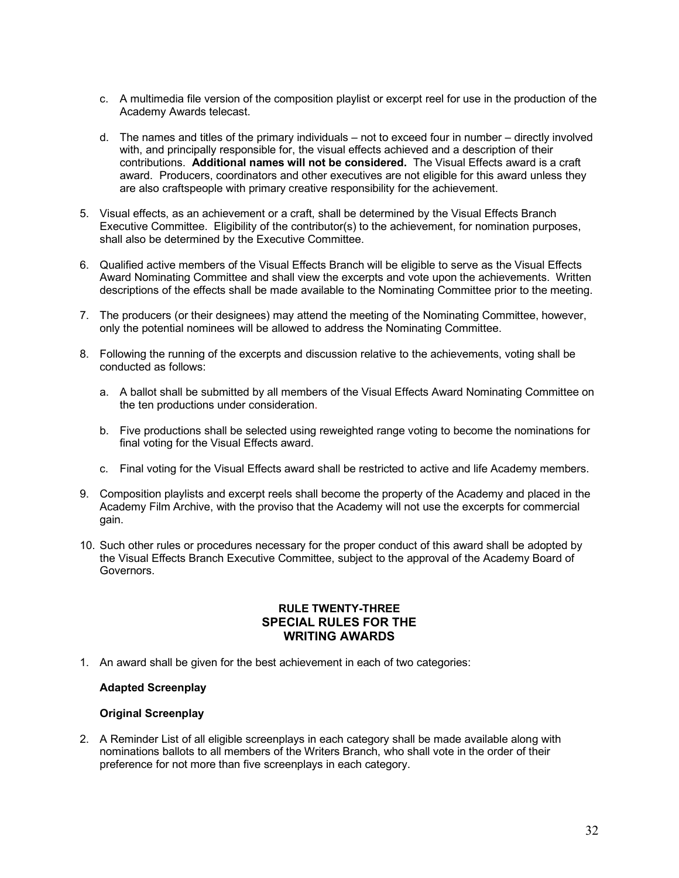c. A multimedia file version of the composition playlist or excerpt reel for use in the production of the Academy Awards telecast.

d. The names and titles of the primary individuals – not to exceed four in number – directly involved with, and principally responsible for, the visual effects achieved and a description of their contributions. **Additional names will not be considered.** The Visual Effects award is a craft award. Producers, coordinators and other executives are not eligible for this award unless they are also craftspeople with primary creative responsibility for the achievement.

5. Visual effects, as an achievement or a craft, shall be determined by the Visual Effects Branch Executive Committee. Eligibility of the contributor(s) to the achievement, for nomination purposes, shall also be determined by the Executive Committee.

6. Qualified active members of the Visual Effects Branch will be eligible to serve as the Visual Effects Award Nominating Committee and shall view the excerpts and vote upon the achievements. Written descriptions of the effects shall be made available to the Nominating Committee prior to the meeting.

7. The producers (or their designees) may attend the meeting of the Nominating Committee, however, only the potential nominees will be allowed to address the Nominating Committee.

8. Following the running of the excerpts and discussion relative to the achievements, voting shall be conducted as follows:

   a. A ballot shall be submitted by all members of the Visual Effects Award Nominating Committee on the ten productions under consideration.

   b. Five productions shall be selected using reweighted range voting to become the nominations for final voting for the Visual Effects award.

   c. Final voting for the Visual Effects award shall be restricted to active and life Academy members.

9. Composition playlists and excerpt reels shall become the property of the Academy and placed in the Academy Film Archive, with the proviso that the Academy will not use the excerpts for commercial gain.

10. Such other rules or procedures necessary for the proper conduct of this award shall be adopted by the Visual Effects Branch Executive Committee, subject to the approval of the Academy Board of Governors.

## RULE TWENTY-THREE
## SPECIAL RULES FOR THE WRITING AWARDS

1. An award shall be given for the best achievement in each of two categories:

   **Adapted Screenplay**

   **Original Screenplay**

2. A Reminder List of all eligible screenplays in each category shall be made available along with nominations ballots to all members of the Writers Branch, who shall vote in the order of their preference for not more than five screenplays in each category.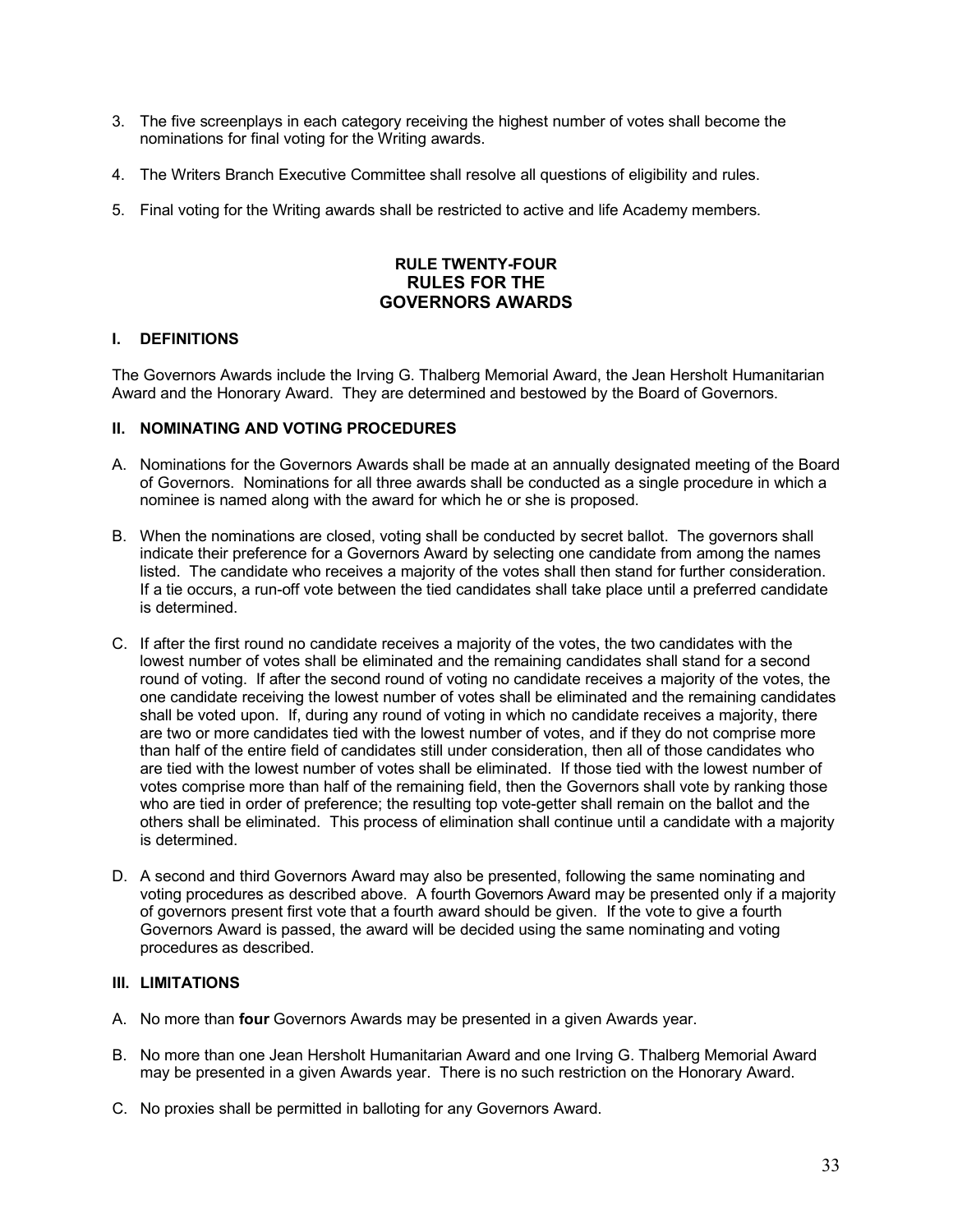3. The five screenplays in each category receiving the highest number of votes shall become the nominations for final voting for the Writing awards.

4. The Writers Branch Executive Committee shall resolve all questions of eligibility and rules.

5. Final voting for the Writing awards shall be restricted to active and life Academy members.

## RULE TWENTY-FOUR
## RULES FOR THE GOVERNORS AWARDS

### I. DEFINITIONS

The Governors Awards include the Irving G. Thalberg Memorial Award, the Jean Hersholt Humanitarian Award and the Honorary Award. They are determined and bestowed by the Board of Governors.

### II. NOMINATING AND VOTING PROCEDURES

A. Nominations for the Governors Awards shall be made at an annually designated meeting of the Board of Governors. Nominations for all three awards shall be conducted as a single procedure in which a nominee is named along with the award for which he or she is proposed.

B. When the nominations are closed, voting shall be conducted by secret ballot. The governors shall indicate their preference for a Governors Award by selecting one candidate from among the names listed. The candidate who receives a majority of the votes shall then stand for further consideration. If a tie occurs, a run-off vote between the tied candidates shall take place until a preferred candidate is determined.

C. If after the first round no candidate receives a majority of the votes, the two candidates with the lowest number of votes shall be eliminated and the remaining candidates shall stand for a second round of voting. If after the second round of voting no candidate receives a majority of the votes, the one candidate receiving the lowest number of votes shall be eliminated and the remaining candidates shall be voted upon. If, during any round of voting in which no candidate receives a majority, there are two or more candidates tied with the lowest number of votes, and if they do not comprise more than half of the entire field of candidates still under consideration, then all of those candidates who are tied with the lowest number of votes shall be eliminated. If those tied with the lowest number of votes comprise more than half of the remaining field, then the Governors shall vote by ranking those who are tied in order of preference; the resulting top vote-getter shall remain on the ballot and the others shall be eliminated. This process of elimination shall continue until a candidate with a majority is determined.

D. A second and third Governors Award may also be presented, following the same nominating and voting procedures as described above. A fourth Governors Award may be presented only if a majority of governors present first vote that a fourth award should be given. If the vote to give a fourth Governors Award is passed, the award will be decided using the same nominating and voting procedures as described.

### III. LIMITATIONS

A. No more than **four** Governors Awards may be presented in a given Awards year.

B. No more than one Jean Hersholt Humanitarian Award and one Irving G. Thalberg Memorial Award may be presented in a given Awards year. There is no such restriction on the Honorary Award.

C. No proxies shall be permitted in balloting for any Governors Award.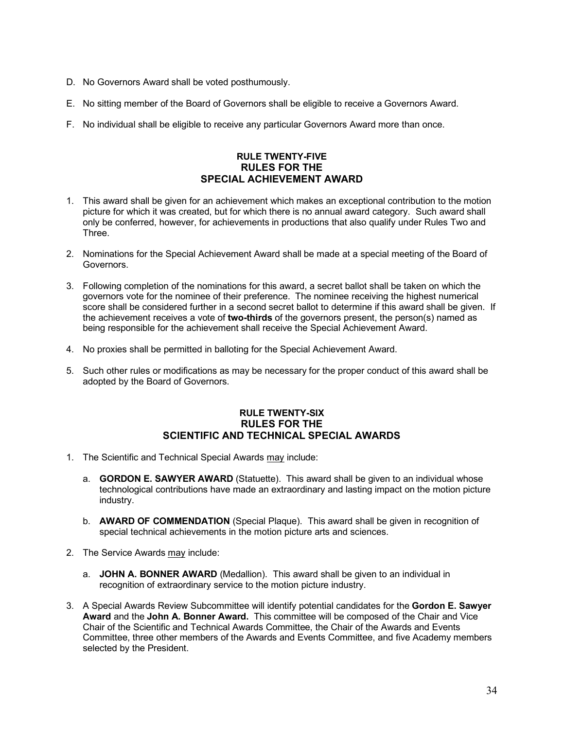D. No Governors Award shall be voted posthumously.

E. No sitting member of the Board of Governors shall be eligible to receive a Governors Award.

F. No individual shall be eligible to receive any particular Governors Award more than once.

## RULE TWENTY-FIVE
## RULES FOR THE
## SPECIAL ACHIEVEMENT AWARD

1. This award shall be given for an achievement which makes an exceptional contribution to the motion picture for which it was created, but for which there is no annual award category. Such award shall only be conferred, however, for achievements in productions that also qualify under Rules Two and Three.

2. Nominations for the Special Achievement Award shall be made at a special meeting of the Board of Governors.

3. Following completion of the nominations for this award, a secret ballot shall be taken on which the governors vote for the nominee of their preference. The nominee receiving the highest numerical score shall be considered further in a second secret ballot to determine if this award shall be given. If the achievement receives a vote of **two-thirds** of the governors present, the person(s) named as being responsible for the achievement shall receive the Special Achievement Award.

4. No proxies shall be permitted in balloting for the Special Achievement Award.

5. Such other rules or modifications as may be necessary for the proper conduct of this award shall be adopted by the Board of Governors.

## RULE TWENTY-SIX
## RULES FOR THE
## SCIENTIFIC AND TECHNICAL SPECIAL AWARDS

1. The Scientific and Technical Special Awards may include:

   a. **GORDON E. SAWYER AWARD** (Statuette). This award shall be given to an individual whose technological contributions have made an extraordinary and lasting impact on the motion picture industry.

   b. **AWARD OF COMMENDATION** (Special Plaque). This award shall be given in recognition of special technical achievements in the motion picture arts and sciences.

2. The Service Awards may include:

   a. **JOHN A. BONNER AWARD** (Medallion). This award shall be given to an individual in recognition of extraordinary service to the motion picture industry.

3. A Special Awards Review Subcommittee will identify potential candidates for the **Gordon E. Sawyer Award** and the **John A. Bonner Award.** This committee will be composed of the Chair and Vice Chair of the Scientific and Technical Awards Committee, the Chair of the Awards and Events Committee, three other members of the Awards and Events Committee, and five Academy members selected by the President.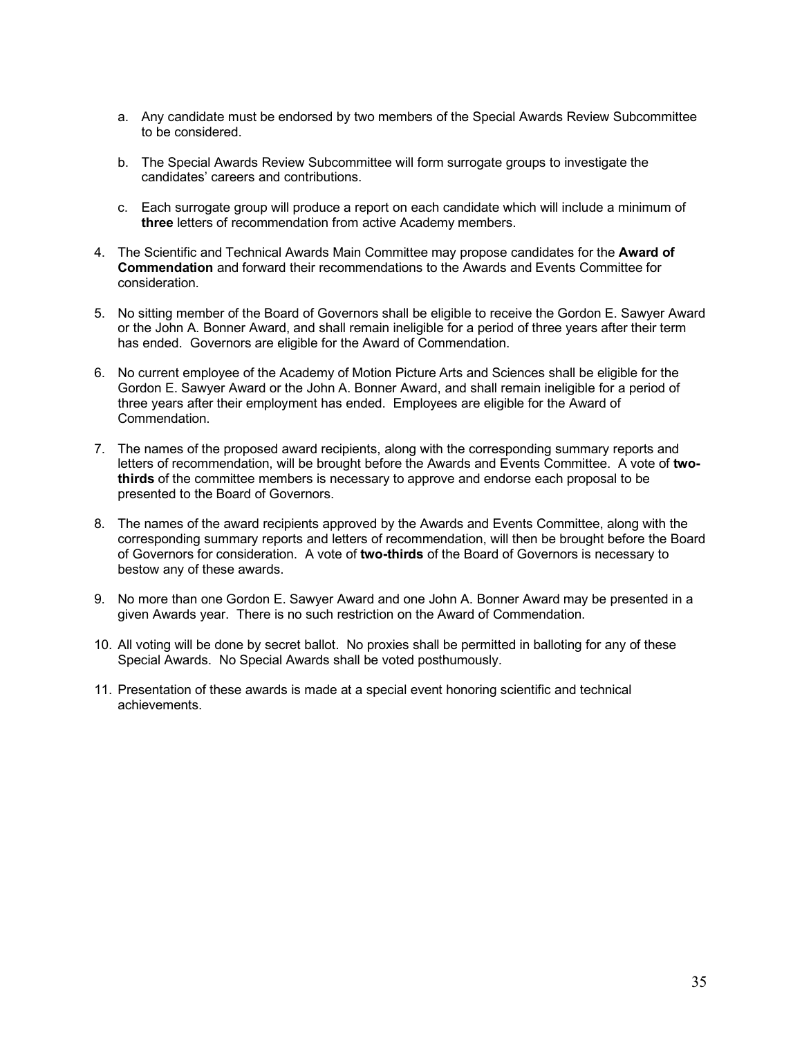a. Any candidate must be endorsed by two members of the Special Awards Review Subcommittee to be considered.

   b. The Special Awards Review Subcommittee will form surrogate groups to investigate the candidates' careers and contributions.

   c. Each surrogate group will produce a report on each candidate which will include a minimum of **three** letters of recommendation from active Academy members.

4. The Scientific and Technical Awards Main Committee may propose candidates for the **Award of Commendation** and forward their recommendations to the Awards and Events Committee for consideration.

5. No sitting member of the Board of Governors shall be eligible to receive the Gordon E. Sawyer Award or the John A. Bonner Award, and shall remain ineligible for a period of three years after their term has ended. Governors are eligible for the Award of Commendation.

6. No current employee of the Academy of Motion Picture Arts and Sciences shall be eligible for the Gordon E. Sawyer Award or the John A. Bonner Award, and shall remain ineligible for a period of three years after their employment has ended. Employees are eligible for the Award of Commendation.

7. The names of the proposed award recipients, along with the corresponding summary reports and letters of recommendation, will be brought before the Awards and Events Committee. A vote of **two-thirds** of the committee members is necessary to approve and endorse each proposal to be presented to the Board of Governors.

8. The names of the award recipients approved by the Awards and Events Committee, along with the corresponding summary reports and letters of recommendation, will then be brought before the Board of Governors for consideration. A vote of **two-thirds** of the Board of Governors is necessary to bestow any of these awards.

9. No more than one Gordon E. Sawyer Award and one John A. Bonner Award may be presented in a given Awards year. There is no such restriction on the Award of Commendation.

10. All voting will be done by secret ballot. No proxies shall be permitted in balloting for any of these Special Awards. No Special Awards shall be voted posthumously.

11. Presentation of these awards is made at a special event honoring scientific and technical achievements.